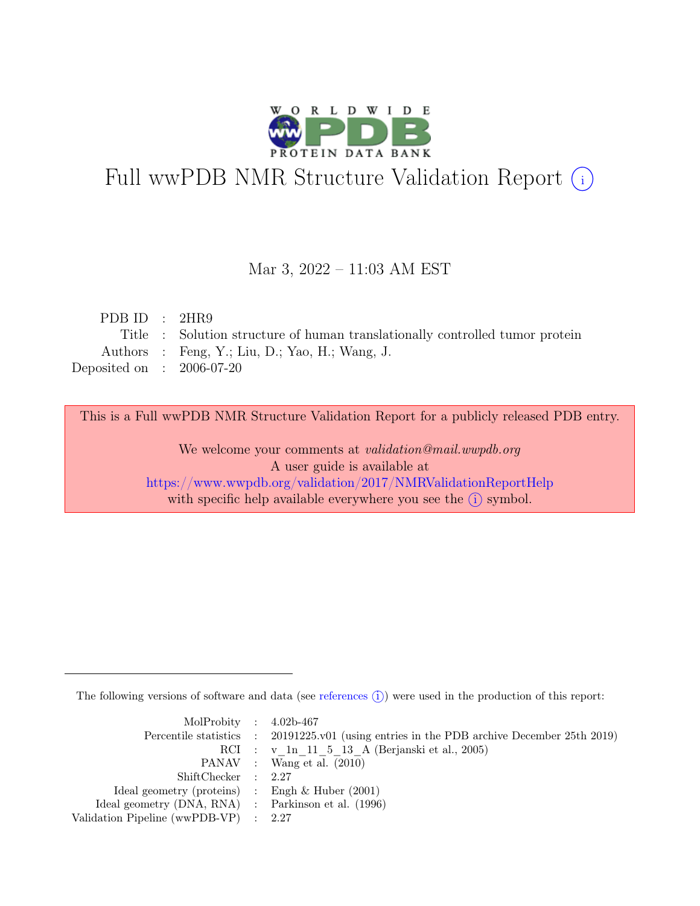# Full wwPDB NMR Structure Validation Report (i)

Mar 3, 2022 – 11:03 AM EST

| | | |
|---|---|---|
| PDB ID | : | 2HR9 |
| Title | : | Solution structure of human translationally controlled tumor protein |
| Authors | : | Feng, Y.; Liu, D.; Yao, H.; Wang, J. |
| Deposited on | : | 2006-07-20 |

This is a Full wwPDB NMR Structure Validation Report for a publicly released PDB entry.

We welcome your comments at *validation@mail.wwpdb.org*
A user guide is available at
https://www.wwpdb.org/validation/2017/NMRValidationReportHelp
with specific help available everywhere you see the (i) symbol.

The following versions of software and data (see references (i)) were used in the production of this report:

| | | |
|---|---|---|
| MolProbity | : | 4.02b-467 |
| Percentile statistics | : | 20191225.v01 (using entries in the PDB archive December 25th 2019) |
| RCI | : | v_1n_11_5_13_A (Berjanski et al., 2005) |
| PANAV | : | Wang et al. (2010) |
| ShiftChecker | : | 2.27 |
| Ideal geometry (proteins) | : | Engh & Huber (2001) |
| Ideal geometry (DNA, RNA) | : | Parkinson et al. (1996) |
| Validation Pipeline (wwPDB-VP) | : | 2.27 |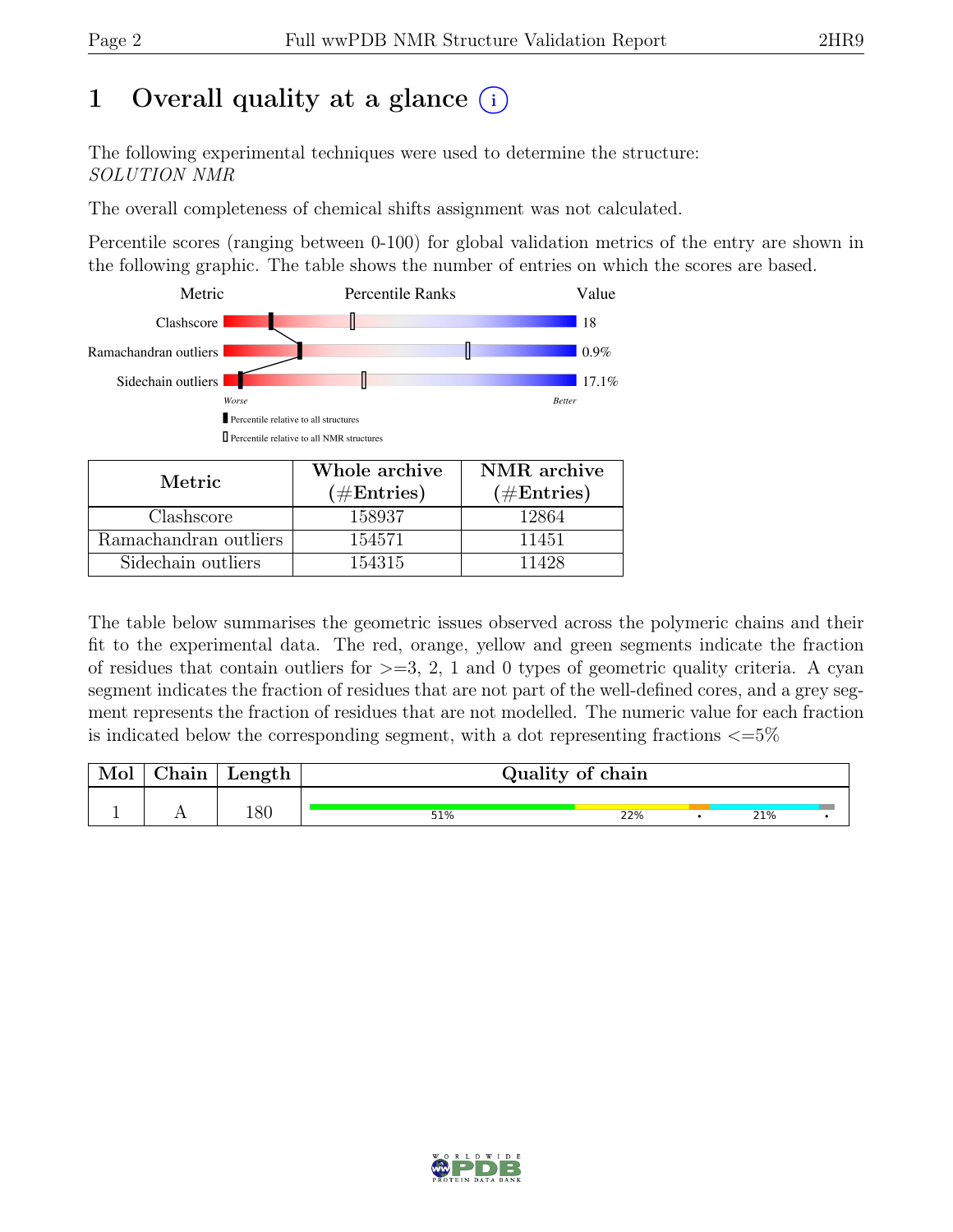# 1 Overall quality at a glance

The following experimental techniques were used to determine the structure:
*SOLUTION NMR*

The overall completeness of chemical shifts assignment was not calculated.

Percentile scores (ranging between 0-100) for global validation metrics of the entry are shown in the following graphic. The table shows the number of entries on which the scores are based.

| Metric | Value |
| --- | --- |
| Clashscore | 18 |
| Ramachandran outliers | 0.9% |
| Sidechain outliers | 17.1% |

| Metric | Whole archive (#Entries) | NMR archive (#Entries) |
| --- | --- | --- |
| Clashscore | 158937 | 12864 |
| Ramachandran outliers | 154571 | 11451 |
| Sidechain outliers | 154315 | 11428 |

The table below summarises the geometric issues observed across the polymeric chains and their fit to the experimental data. The red, orange, yellow and green segments indicate the fraction of residues that contain outliers for >=3, 2, 1 and 0 types of geometric quality criteria. A cyan segment indicates the fraction of residues that are not part of the well-defined cores, and a grey segment represents the fraction of residues that are not modelled. The numeric value for each fraction is indicated below the corresponding segment, with a dot representing fractions <=5%

| Mol | Chain | Length | Quality of chain |
| --- | --- | --- | --- |
| 1 | A | 180 | 51% · 22% · • · 21% · • |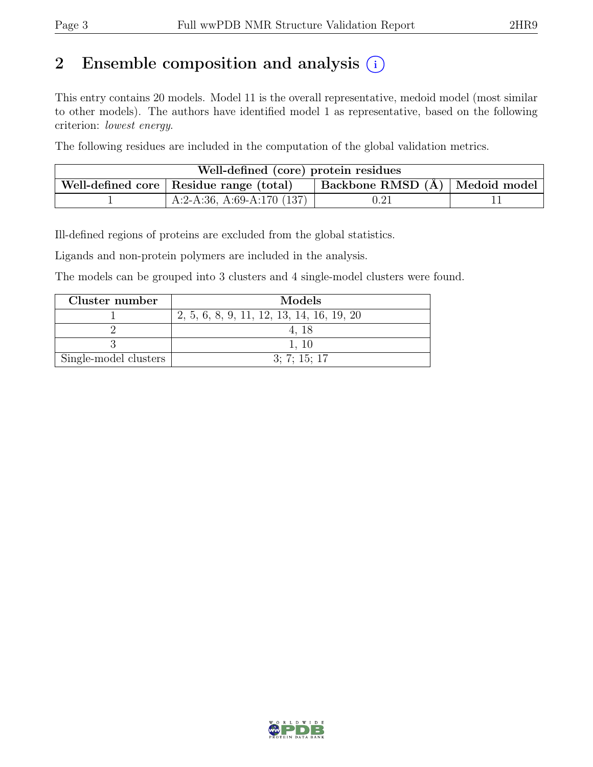# 2 Ensemble composition and analysis

This entry contains 20 models. Model 11 is the overall representative, medoid model (most similar to other models). The authors have identified model 1 as representative, based on the following criterion: *lowest energy*.

The following residues are included in the computation of the global validation metrics.

| Well-defined (core) protein residues | | | |
|---|---|---|---|
| **Well-defined core** | **Residue range (total)** | **Backbone RMSD (Å)** | **Medoid model** |
| 1 | A:2-A:36, A:69-A:170 (137) | 0.21 | 11 |

Ill-defined regions of proteins are excluded from the global statistics.

Ligands and non-protein polymers are included in the analysis.

The models can be grouped into 3 clusters and 4 single-model clusters were found.

| Cluster number | Models |
|---|---|
| 1 | 2, 5, 6, 8, 9, 11, 12, 13, 14, 16, 19, 20 |
| 2 | 4, 18 |
| 3 | 1, 10 |
| Single-model clusters | 3; 7; 15; 17 |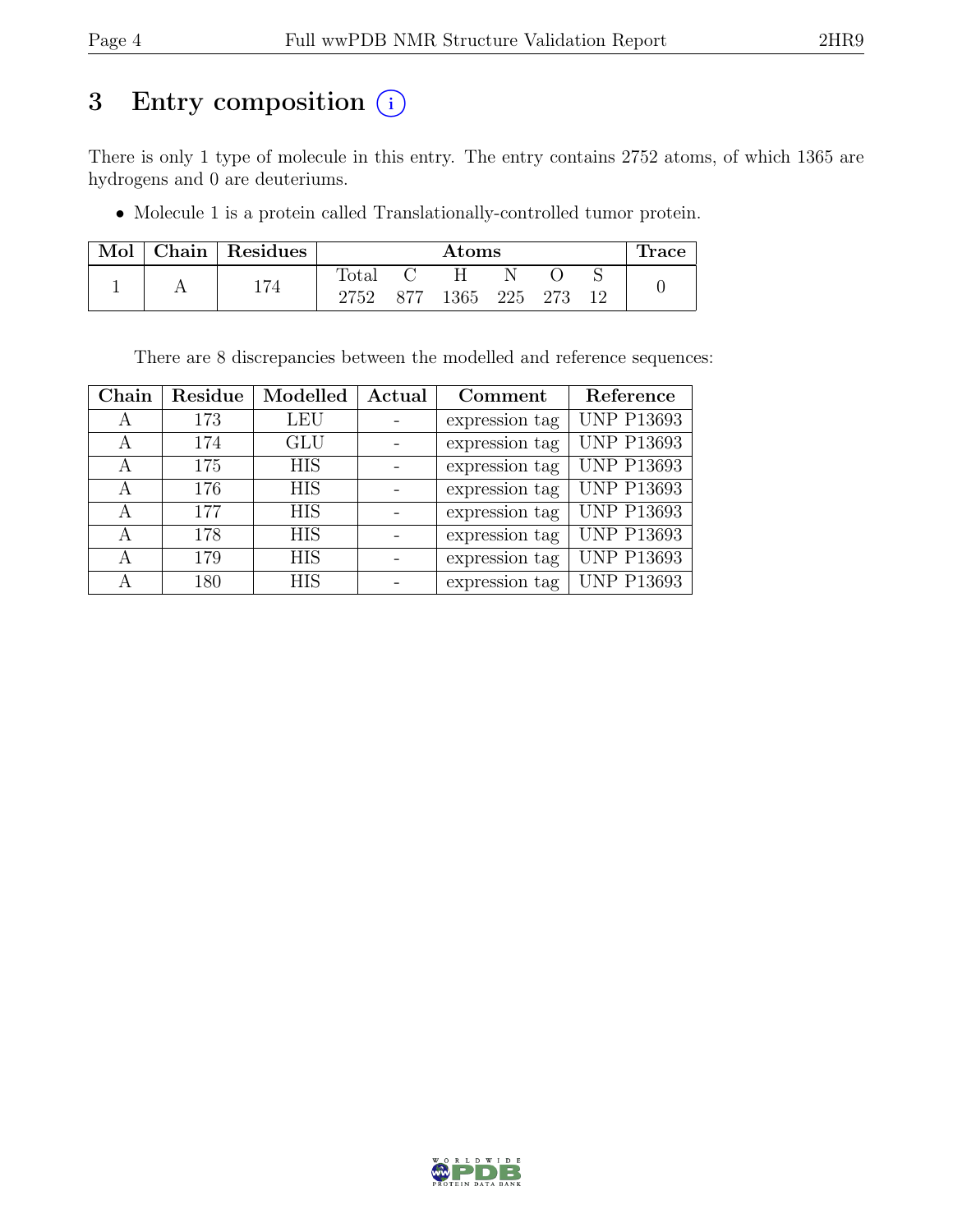# 3 Entry composition (i)

There is only 1 type of molecule in this entry. The entry contains 2752 atoms, of which 1365 are hydrogens and 0 are deuteriums.

- Molecule 1 is a protein called Translationally-controlled tumor protein.

| Mol | Chain | Residues | Atoms | | | | | | Trace |
|---|---|---|---|---|---|---|---|---|---|
| | | | Total | C | H | N | O | S | |
| 1 | A | 174 | 2752 | 877 | 1365 | 225 | 273 | 12 | 0 |

There are 8 discrepancies between the modelled and reference sequences:

| Chain | Residue | Modelled | Actual | Comment | Reference |
|---|---|---|---|---|---|
| A | 173 | LEU | - | expression tag | UNP P13693 |
| A | 174 | GLU | - | expression tag | UNP P13693 |
| A | 175 | HIS | - | expression tag | UNP P13693 |
| A | 176 | HIS | - | expression tag | UNP P13693 |
| A | 177 | HIS | - | expression tag | UNP P13693 |
| A | 178 | HIS | - | expression tag | UNP P13693 |
| A | 179 | HIS | - | expression tag | UNP P13693 |
| A | 180 | HIS | - | expression tag | UNP P13693 |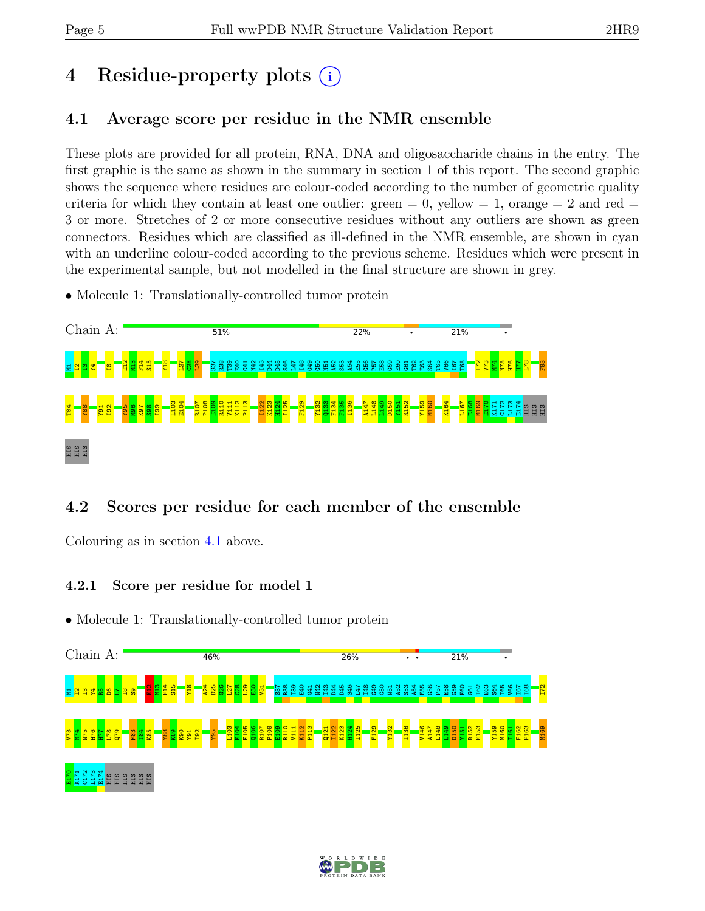# 4 Residue-property plots

## 4.1 Average score per residue in the NMR ensemble

These plots are provided for all protein, RNA, DNA and oligosaccharide chains in the entry. The first graphic is the same as shown in the summary in section 1 of this report. The second graphic shows the sequence where residues are colour-coded according to the number of geometric quality criteria for which they contain at least one outlier: green = 0, yellow = 1, orange = 2 and red = 3 or more. Stretches of 2 or more consecutive residues without any outliers are shown as green connectors. Residues which are classified as ill-defined in the NMR ensemble, are shown in cyan with an underline colour-coded according to the previous scheme. Residues which were present in the experimental sample, but not modelled in the final structure are shown in grey.

- Molecule 1: Translationally-controlled tumor protein

Chain A: 51% 22% • 21% •

M1 I2 I3 Y4 I8 E12 M13 F14 S15 Y18 L27 C28 L29 S37 R38 T39 E40 G41 N42 I43 D44 D45 S46 L47 I48 G49 G50 N51 A52 S53 A54 E55 G56 P57 E58 G59 E60 G61 T62 E63 S64 T65 V66 I67 T68 I72 V73 M74 N75 H76 H77 L78 F83 T84 Y88 Y91 I92 Y95 M96 K97 S98 I99 L103 E104 R107 P108 E109 R110 V111 K112 P113 I122 K123 H124 I125 F129 Y132 Q133 F134 F135 I136 A147 L148 L149 D150 Y151 R152 Y159 M160 K164 L167 E168 M169 E170 K171 C172 L173 E174 HIS HIS HIS HIS HIS HIS

## 4.2 Scores per residue for each member of the ensemble

Colouring as in section 4.1 above.

### 4.2.1 Score per residue for model 1

- Molecule 1: Translationally-controlled tumor protein

Chain A: 46% 26% • • 21% •

M1 I2 I3 Y4 R5 D6 L7 I8 S9 E12 M13 F14 S15 Y18 A24 D25 G26 L27 C28 L29 E30 V31 S37 R38 T39 E40 G41 N42 I43 D44 D45 S46 L47 I48 G49 G50 N51 A52 S53 A54 E55 G56 P57 E58 G59 E60 G61 T62 E63 S64 T65 V66 I67 T68 I72 V73 M74 N75 H76 H77 L78 Q79 F83 T84 K85 Y88 K89 K90 Y91 I92 Y95 L103 E104 E105 Q106 R107 P108 E109 R110 V111 K112 P113 Q121 I122 K123 H124 I125 F129 Y132 I136 V146 A147 L148 L149 D150 Y151 R152 E153 Y159 M160 L161 F162 F163 M169 E170 K171 C172 L173 E174 HIS HIS HIS HIS HIS HIS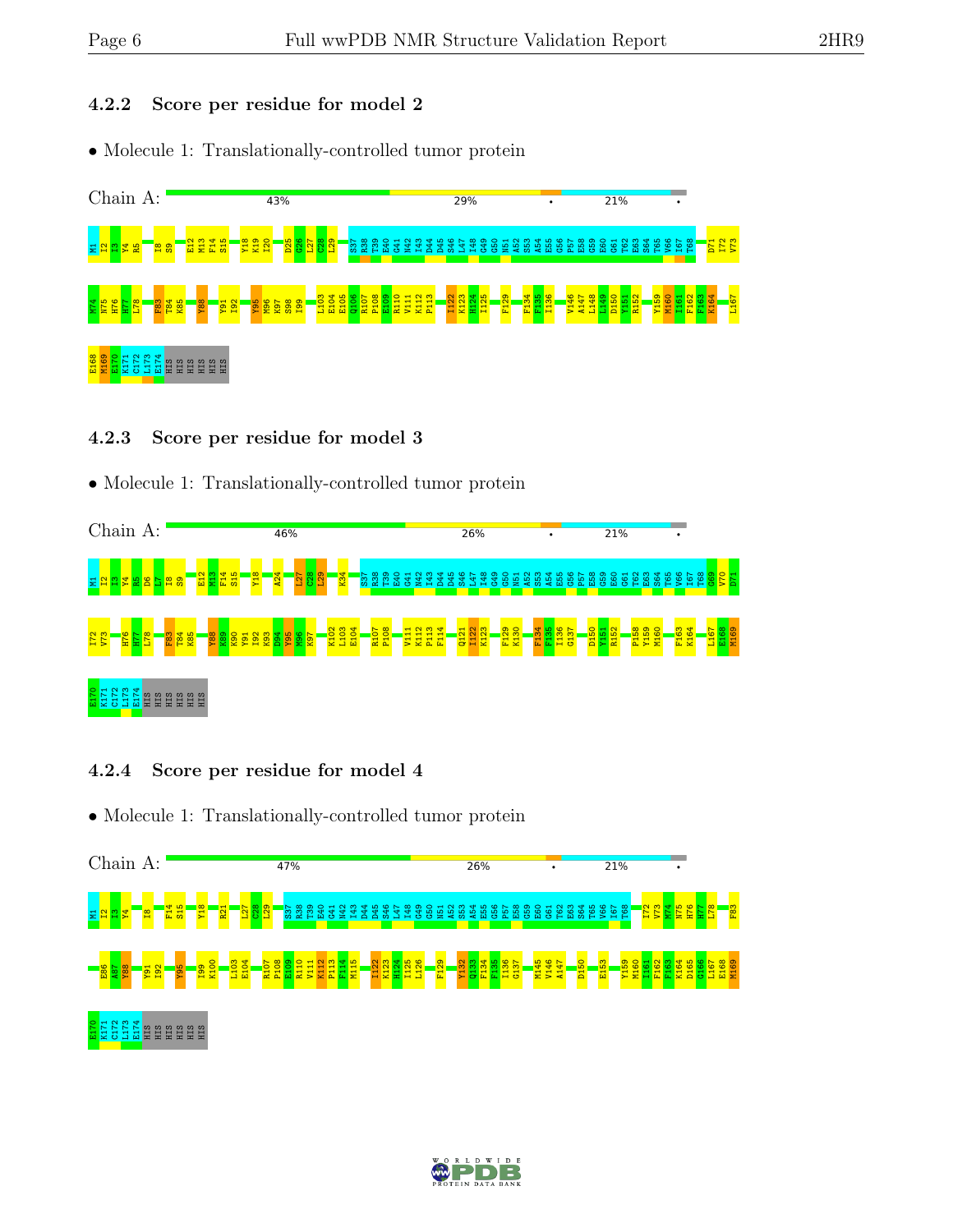### 4.2.2 Score per residue for model 2

- Molecule 1: Translationally-controlled tumor protein

Chain A: 43% 29% • 21% •

M1 I2 I3 Y4 R5 I8 S9 E12 M13 F14 S15 Y18 K19 I20 D25 G26 L27 C28 L29 S37 R38 T39 E40 G41 N42 I43 D44 D45 S46 L47 I48 G49 G50 N51 A52 S53 A54 E55 G56 P57 E58 G59 E60 G61 T62 E63 S64 T65 V66 I67 T68 D71 I72 V73 M74 H75 H76 H77 L78 F83 T84 K85 Y88 Y91 I92 Y95 M96 K97 S98 I99 L103 E104 E105 Q106 R107 P108 E109 R110 V111 K112 P113 I122 K123 H124 I125 F129 F134 F135 I136 V146 A147 L148 L149 D150 Y151 R152 Y159 M160 I161 F162 F163 K164 L167 E168 M169 E170 K171 C172 L173 E174 HIS HIS HIS HIS HIS HIS

### 4.2.3 Score per residue for model 3

- Molecule 1: Translationally-controlled tumor protein

Chain A: 46% 26% • 21% •

M1 I2 I3 Y4 R5 D6 L7 I8 S9 E12 M13 F14 S15 Y18 A24 L27 C28 L29 K34 S37 R38 T39 E40 G41 N42 I43 D44 D45 S46 L47 I48 G49 G50 N51 A52 S53 A54 E55 G56 P57 E58 G59 E60 G61 T62 E63 S64 T65 V66 I67 T68 G69 V70 D71 I72 V73 H76 H77 L78 F83 T84 K85 Y88 K89 K90 Y91 I92 K93 D94 Y95 M96 K97 K102 L103 E104 R107 P108 V111 K112 P113 F114 Q121 I122 K123 F129 K130 F134 F135 I136 G137 D150 Y151 R152 P158 Y159 M160 F163 K164 L167 E168 M169 E170 K171 C172 L173 E174 HIS HIS HIS HIS HIS HIS

### 4.2.4 Score per residue for model 4

- Molecule 1: Translationally-controlled tumor protein

Chain A: 47% 26% • 21% •

M1 I2 I3 Y4 I8 F14 S15 Y18 R21 L27 C28 L29 S37 R38 T39 E40 G41 N42 I43 D44 D45 S46 L47 I48 G49 G50 N51 A52 S53 A54 E55 G56 P57 E58 G59 E60 G61 T62 E63 S64 T65 V66 I67 T68 I72 V73 M74 H75 H76 H77 L78 F83 E86 A87 Y88 Y91 I92 Y95 I99 K100 L103 E104 R107 P108 E109 R110 V111 K112 P113 F114 M115 I122 K123 H124 I125 L126 F129 Y132 Q133 F134 F135 I136 G137 M145 V146 A147 D150 E153 Y159 M160 I161 F162 F163 K164 D165 C166 L167 E168 M169 E170 K171 C172 L173 E174 HIS HIS HIS HIS HIS HIS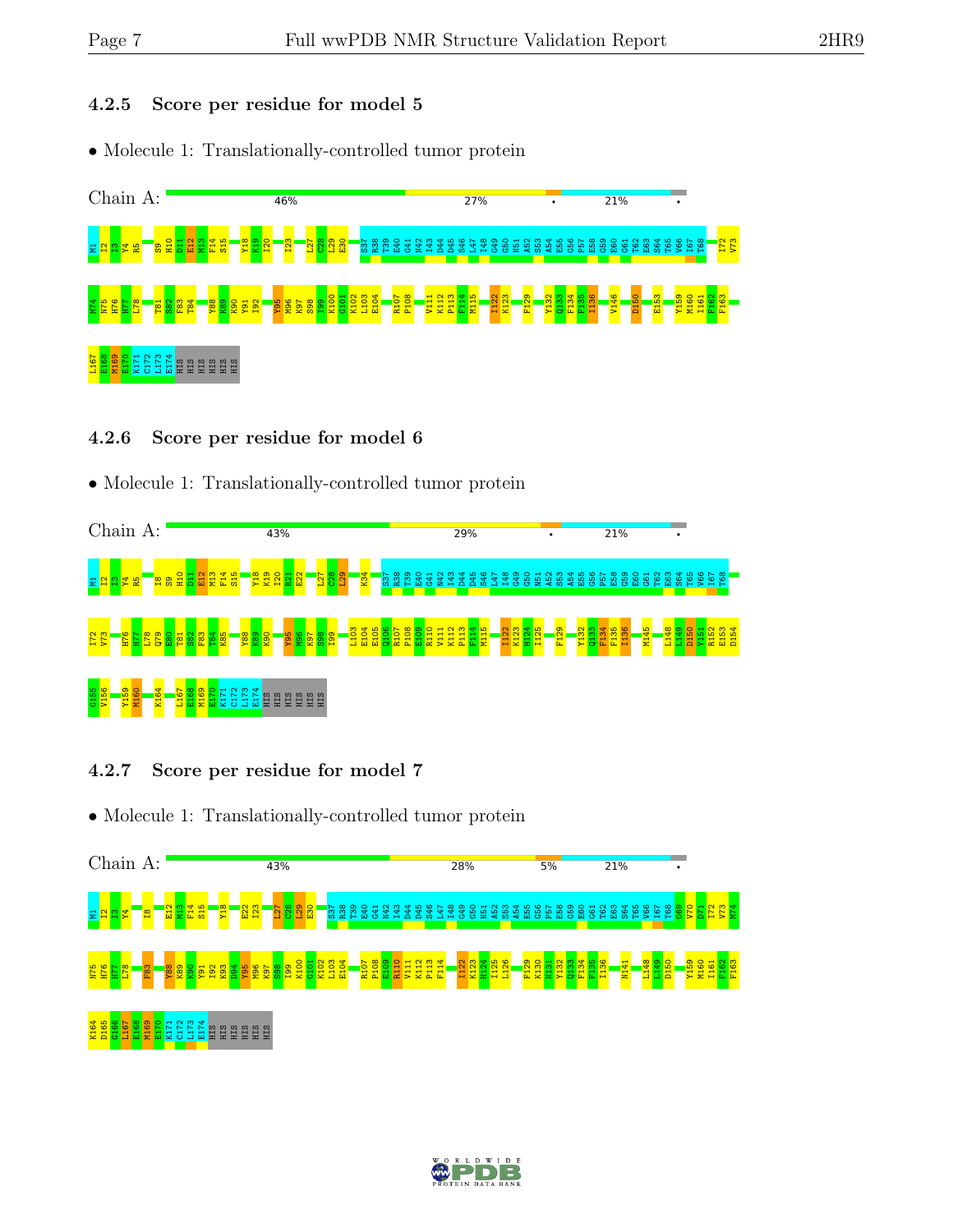### 4.2.5 Score per residue for model 5

- Molecule 1: Translationally-controlled tumor protein

Chain A: 46% 27% • 21% •

M1 I2 I3 Y4 R5 S9 H10 D11 E12 M13 F14 S15 Y18 K19 I20 I23 L27 C28 L29 E30 S37 R38 T39 E40 G41 N42 I43 D44 D45 S46 L47 I48 G49 G50 N51 A52 S53 A54 E55 G56 P57 E58 G59 E60 G61 T62 E63 S64 T65 V66 I67 T68 I72 V73 M74 N75 H76 H77 L78 T81 S82 F83 T84 Y88 K89 K90 Y91 I92 Y95 M96 K97 S98 I99 K100 G101 K102 L103 E104 R107 P108 V111 K112 P113 F114 M115 I122 K123 F129 Y132 Q133 F134 F135 I136 V146 D150 E153 Y159 M160 I161 F162 F163 L167 E168 M169 E170 K171 C172 L173 E174 HIS HIS HIS HIS HIS HIS

### 4.2.6 Score per residue for model 6

- Molecule 1: Translationally-controlled tumor protein

Chain A: 43% 29% • 21% •

M1 I2 I3 Y4 R5 I8 S9 H10 D11 E12 M13 F14 S15 Y18 K19 I20 M21 E22 L27 C28 L29 K34 S37 R38 T39 E40 G41 N42 I43 D44 D45 S46 L47 I48 G49 G50 N51 A52 S53 A54 E55 G56 P57 E58 G59 E60 G61 T62 E63 S64 T65 V66 I67 T68 I72 V73 H76 H77 L78 Q79 E80 T81 S82 F83 T84 K85 Y88 K89 K90 Y95 M96 K97 S98 I99 L103 E104 E105 Q106 R107 P108 E109 R110 V111 K112 P113 F114 M115 I122 K123 N124 I125 F129 Y132 Q133 F134 F135 I136 M145 L148 L149 D150 V151 R152 E153 D154 G155 V156 Y159 M160 K164 L167 E168 M169 E170 K171 C172 L173 E174 HIS HIS HIS HIS HIS HIS

### 4.2.7 Score per residue for model 7

- Molecule 1: Translationally-controlled tumor protein

Chain A: 43% 28% 5% 21% •

M1 I2 I3 Y4 I8 E12 M13 F14 S15 Y18 E22 I23 L27 C28 L29 E30 S37 R38 T39 E40 G41 N42 I43 D44 D45 S46 L47 I48 G49 G50 N51 A52 S53 A54 E55 G56 P57 E58 G59 E60 G61 T62 E63 S64 T65 V66 I67 T68 G69 V70 D71 I72 V73 M74 N75 H76 H77 L78 F83 Y88 K89 K90 Y91 I92 K93 D94 Y95 M96 K97 S98 I99 K100 G101 K102 L103 E104 R107 P108 E109 R110 V111 K112 P113 F114 I122 K123 N124 I125 L126 F129 K130 N131 Y132 Q133 F134 F135 I136 N141 L148 L149 D150 Y159 M160 I161 F162 F163 K164 D165 G166 L167 E168 M169 E170 K171 C172 L173 E174 HIS HIS HIS HIS HIS HIS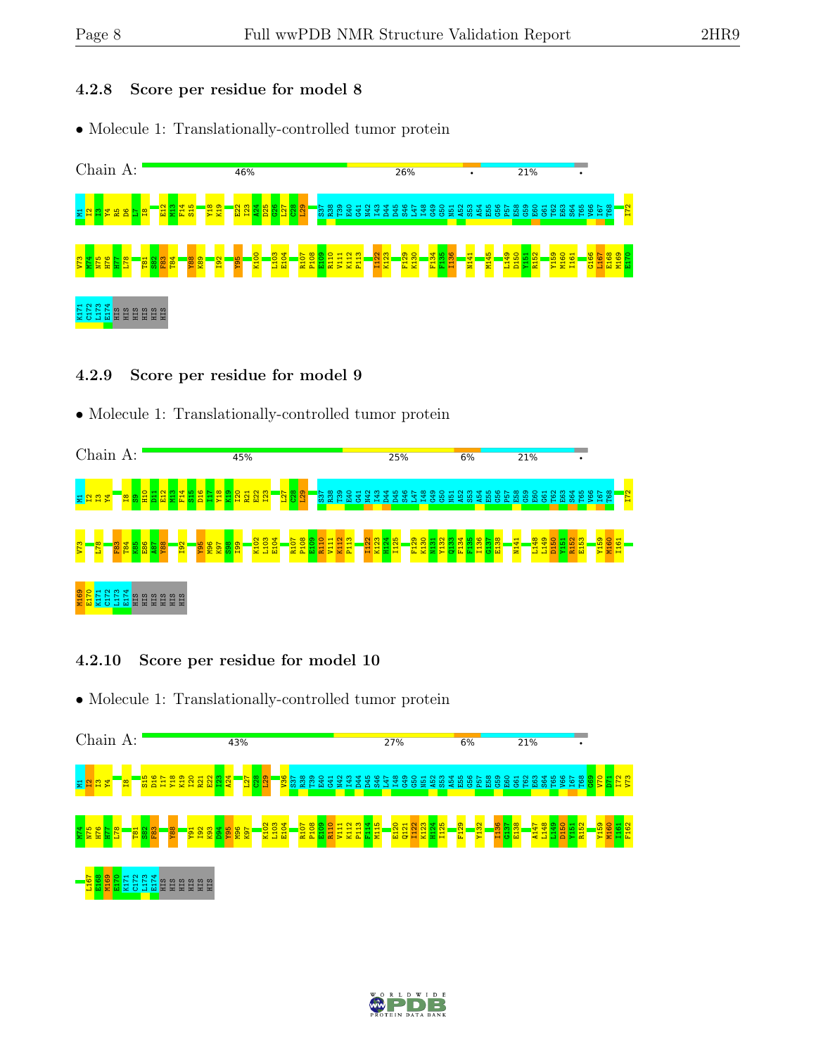### 4.2.8 Score per residue for model 8

- Molecule 1: Translationally-controlled tumor protein

Chain A: 46% 26% • 21% •

M1 I2 I3 Y4 R5 D6 L7 I8 E12 M13 F14 S15 Y18 K19 E22 I23 A24 D25 G26 L27 C28 L29 S37 R38 T39 E40 G41 N42 I43 D44 D45 S46 L47 I48 G49 G50 N51 A52 S53 A54 E55 G56 P57 E58 G59 E60 G61 T62 E63 S64 T65 V66 I67 T68 I72 V73 M74 H75 H76 H77 L78 T81 S82 F83 T84 Y88 K89 I92 Y95 K100 L103 E104 R107 P108 E109 R110 V111 K112 P113 I122 K123 F129 K130 F134 F135 I136 N141 M145 L149 D150 Y151 R152 Y159 M160 I161 G166 L167 E168 M169 E170 K171 C172 L173 E174 HIS HIS HIS HIS HIS HIS

### 4.2.9 Score per residue for model 9

- Molecule 1: Translationally-controlled tumor protein

Chain A: 45% 25% 6% 21% •

M1 I2 I3 Y4 I8 S9 H10 D11 E12 M13 F14 S15 D16 I17 Y18 K19 I20 R21 E22 I23 L27 C28 L29 S37 R38 T39 E40 G41 N42 I43 D44 D45 S46 L47 I48 G49 G50 N51 A52 S53 A54 E55 G56 P57 E58 G59 E60 G61 T62 E63 S64 T65 V66 I67 T68 I72 V73 L78 F83 T84 K85 E86 A87 Y88 I92 Y95 M96 K97 S98 I99 K102 L103 E104 R107 P108 E109 R110 V111 K112 P113 I122 K123 H124 I125 F129 K130 N131 Y132 Q133 F134 F135 I136 G137 E138 N141 L148 L149 D150 Y151 R152 E153 Y159 M160 I161 M169 E170 K171 C172 L173 E174 HIS HIS HIS HIS HIS HIS

### 4.2.10 Score per residue for model 10

- Molecule 1: Translationally-controlled tumor protein

Chain A: 43% 27% 6% 21% •

M1 I2 I3 Y4 I8 S15 D16 I17 Y18 K19 I20 R21 E22 I23 A24 L27 C28 L29 V36 S37 R38 T39 E40 G41 N42 I43 D44 D45 S46 L47 I48 G49 G50 N51 A52 S53 A54 E55 G56 P57 E58 G59 E60 G61 T62 E63 S64 T65 V66 I67 T68 G69 V70 D71 I72 V73 M74 H75 H76 H77 L78 T81 S82 F83 Y88 Y91 I92 K93 D94 Y95 M96 K97 K102 L103 E104 R107 P108 E109 R110 V111 K112 P113 F114 M115 E120 I121 I122 K123 H124 I125 F129 Y132 I136 G137 E138 A147 L148 L149 D150 Y151 R152 Y159 M160 I161 F162 L167 E168 M169 E170 K171 C172 L173 E174 HIS HIS HIS HIS HIS HIS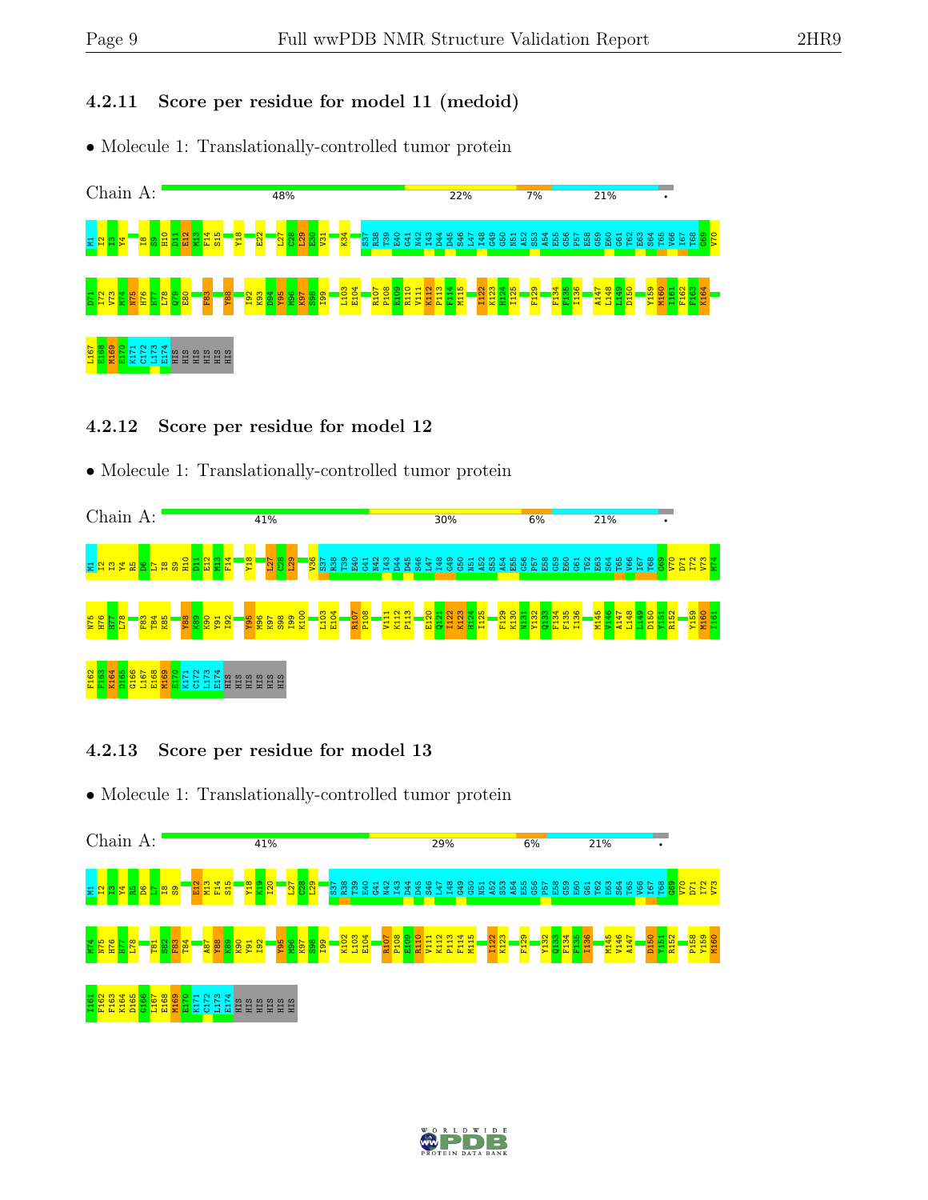### 4.2.11 Score per residue for model 11 (medoid)

- Molecule 1: Translationally-controlled tumor protein

Chain A: 48% 22% 7% 21% •

M1 I2 I3 Y4 I8 S9 H10 D11 E12 M13 F14 S15 Y18 E22 L27 C28 L29 F30 V31 K34 S37 R38 T39 E40 G41 N42 I43 D44 D45 S46 L47 I48 G49 G50 N51 A52 S53 A54 E55 G56 P57 E58 G59 E60 G61 T62 E63 S64 T65 V66 I67 T68 G69 V70 D71 I72 V73 M74 N75 H76 H77 L78 Q79 E80 F83 Y88 I92 K93 D94 Y95 M96 K97 S98 I99 L103 E104 R107 P108 E109 R110 V111 K112 P113 F114 M115 I122 K123 H124 I125 F129 F134 F135 I136 A147 L148 L149 D150 Y159 M160 I161 F162 F163 K164 L167 E168 M169 E170 K171 C172 L173 E174 HIS HIS HIS HIS HIS HIS

### 4.2.12 Score per residue for model 12

- Molecule 1: Translationally-controlled tumor protein

Chain A: 41% 30% 6% 21% •

M1 I2 I3 Y4 R5 D6 L7 I8 S9 H10 D11 E12 M13 F14 Y18 L27 C28 L29 V36 S37 R38 T39 E40 G41 N42 I43 D44 D45 S46 L47 I48 G49 G50 N51 A52 S53 A54 E55 G56 P57 E58 G59 E60 G61 T62 E63 S64 T65 V66 I67 T68 G69 V70 D71 I72 V73 M74 N75 H76 H77 L78 F83 T84 K85 Y88 K89 K90 Y91 I92 Y95 M96 K97 S98 I99 K100 L103 E104 R107 P108 V111 K112 P113 E120 Q121 I122 K123 H124 I125 F129 K130 N131 Y132 Q133 F134 F135 I136 M145 V146 A147 L148 L149 D150 Y151 R152 Y159 M160 I161 F162 F163 K164 D165 G166 L167 E168 M169 E170 K171 C172 L173 E174 HIS HIS HIS HIS HIS HIS

### 4.2.13 Score per residue for model 13

- Molecule 1: Translationally-controlled tumor protein

Chain A: 41% 29% 6% 21% •

M1 I2 I3 Y4 R5 D6 L7 I8 S9 E12 M13 F14 S15 Y18 K19 I20 L27 C28 L29 S37 R38 T39 E40 G41 N42 I43 D44 D45 S46 L47 I48 G49 G50 N51 A52 S53 A54 E55 G56 P57 E58 G59 E60 G61 T62 E63 S64 T65 V66 I67 T68 G69 V70 D71 I72 V73 M74 N75 H76 H77 L78 T81 S82 F83 T84 A87 Y88 K89 K90 Y91 I92 Y95 M96 K97 S98 I99 K102 L103 E104 R107 P108 E109 R110 V111 K112 P113 P114 M115 I122 K123 F129 Y132 Q133 F134 F135 I136 M145 V146 A147 D150 Y151 R152 P158 Y159 M160 I161 F162 F163 K164 D165 G166 L167 E168 M169 E170 K171 C172 L173 E174 HIS HIS HIS HIS HIS HIS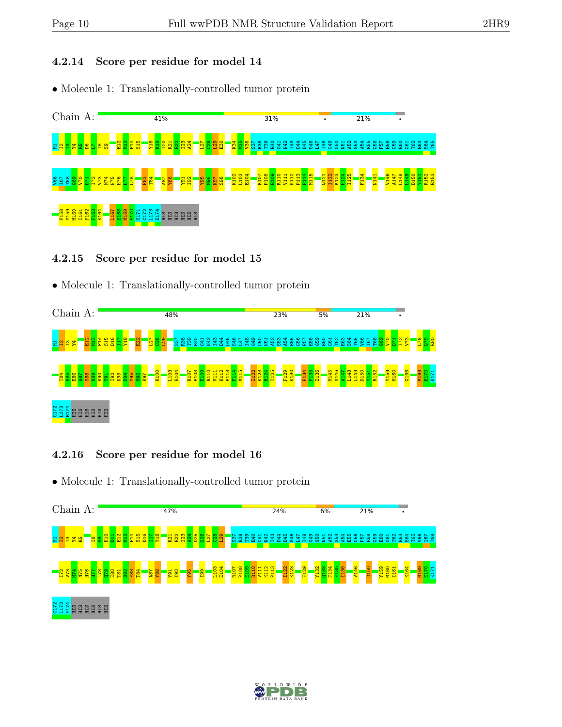### 4.2.14 Score per residue for model 14

- Molecule 1: Translationally-controlled tumor protein

Chain A: 41% | 31% | • | 21% | •

M1 I2 I3 Y4 R5 D6 L7 I8 S9 E12 M13 F14 S15 Y18 K19 I20 R21 E22 I23 A24 L27 C28 L29 E30 K34 M35 V36 S37 R38 T39 E40 G41 N42 I43 D44 D45 S46 L47 I48 G49 G50 N51 A52 S53 A54 E55 G56 P57 E58 G59 E60 G61 T62 E63 S64 T65 V66 I67 T68 G69 V70 D71 I72 V73 M74 N75 H76 H77 L78 F83 T84 A87 Y88 Y91 I92 Y95 M96 K97 S98 K102 L103 E104 R107 P108 E109 V110 V111 K112 P113 F114 M115 Q121 I122 K123 H124 I125 F134 N141 V146 A147 L148 L149 D150 Y151 R152 E153 P158 Y159 M160 I161 F162 F163 K164 L167 E168 M169 E170 K171 C172 L173 E174 HIS HIS HIS HIS HIS HIS

### 4.2.15 Score per residue for model 15

- Molecule 1: Translationally-controlled tumor protein

Chain A: 48% | 23% | 5% | 21% | •

M1 I2 I3 Y4 E12 M13 F14 S15 D16 I17 Y18 E22 L27 C28 L29 S37 R38 T39 E40 G41 N42 I43 D44 D45 S46 L47 I48 G49 G50 N51 A52 S53 A54 E55 G56 P57 E58 G59 E60 G61 T62 E63 S64 T65 V66 I67 T68 G69 V70 D71 I72 V73 L78 Q79 E80 T84 K85 E86 A87 Y88 K89 K90 Y91 I92 K93 D94 Y95 M96 K97 K100 L103 E104 R107 P108 E109 R110 V111 K112 P113 F114 M115 I122 K123 H124 I125 F129 K130 F134 F135 I136 M145 V146 A147 L148 L149 D150 Y151 R152 Y159 M160 G166 M169 E170 K171 C172 L173 E174 HIS HIS HIS HIS HIS HIS

### 4.2.16 Score per residue for model 16

- Molecule 1: Translationally-controlled tumor protein

Chain A: 47% | 24% | 6% | 21% | •

M1 I2 I3 Y4 R5 I8 S9 H10 D11 E12 M13 F14 S15 D16 I17 Y18 R21 E22 I23 A24 D25 G26 L27 C28 L29 S37 R38 T39 E40 G41 N42 I43 D44 D45 S46 L47 I48 G49 G50 N51 A52 S53 A54 E55 G56 P57 E58 G59 E60 G61 T62 E63 S64 T65 V66 I67 T68 I72 V73 M74 N75 H76 H77 L78 Q79 E80 T81 S82 F83 T84 A87 Y88 Y91 I92 Y95 I99 L103 E104 R107 P108 E109 R110 V111 K112 P113 I122 K123 F129 Y132 Q133 F134 F135 I136 V146 D150 Y159 M160 I161 K164 M169 E170 K171 C172 L173 E174 HIS HIS HIS HIS HIS HIS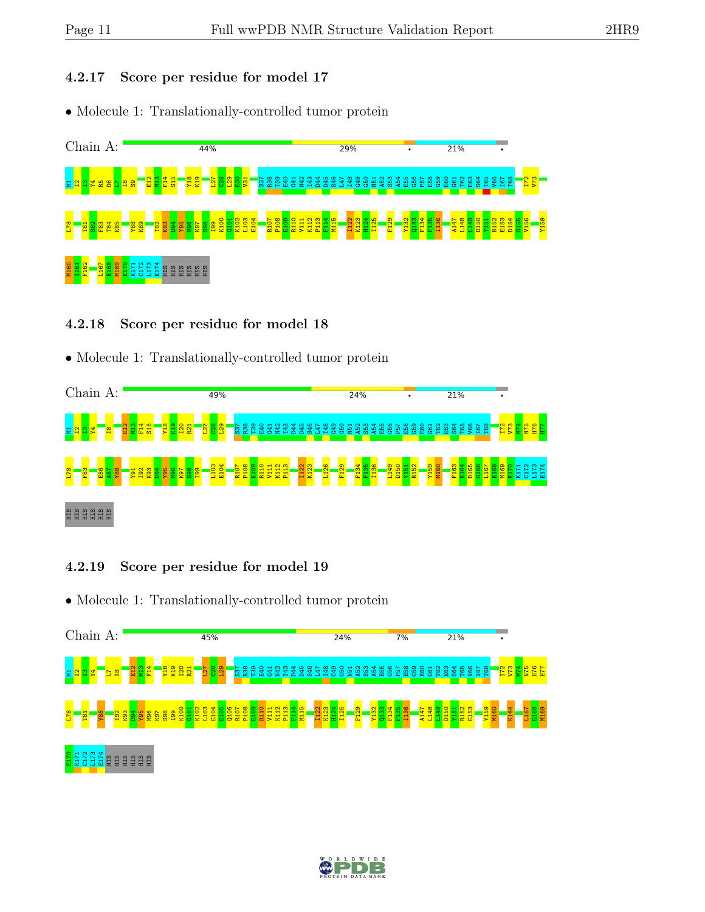### 4.2.17 Score per residue for model 17

• Molecule 1: Translationally-controlled tumor protein

Chain A: 44% 29% • 21% •

M1 I2 I3 Y4 R5 D6 L7 I8 S9 E12 M13 F14 S15 Y18 K19 L27 C28 L29 E30 V31 S37 R38 T39 E40 G41 N42 I43 D44 D45 S46 L47 I48 G49 G50 N51 A52 S53 A54 E55 G56 P57 E58 G59 E60 G61 T62 E63 S64 T65 V66 I67 T68 I72 V73 L78 T81 S82 F83 T84 K85 Y88 K89 I92 K93 D94 Y95 M96 K97 S98 I99 K100 G101 K102 L103 E104 R107 P108 E109 R110 V111 K112 P113 F114 M115 I122 K123 H124 I125 F129 Y132 Q133 F134 F135 I136 A147 L148 L149 D150 Y151 R152 E153 D154 G155 V156 Y159 M160 I161 F162 L167 E168 M169 E170 K171 C172 L173 E174 HIS HIS HIS HIS HIS HIS

### 4.2.18 Score per residue for model 18

• Molecule 1: Translationally-controlled tumor protein

Chain A: 49% 24% • 21% •

M1 I2 I3 Y4 I8 E12 M13 F14 S15 Y18 K19 I20 R21 L27 C28 L29 S37 R38 T39 E40 G41 N42 I43 D44 D45 S46 L47 I48 G49 G50 N51 A52 S53 A54 E55 G56 P57 E58 G59 E60 G61 T62 E63 S64 T65 V66 I67 T68 I72 V73 M74 N75 H76 H77 L78 F83 E86 A87 Y88 Y91 I92 K93 D94 Y95 M96 K97 S98 I99 L103 E104 R107 P108 E109 R110 V111 K112 P113 I122 K123 L126 F129 F134 F135 I136 L149 D150 Y151 R152 Y159 M160 F163 K164 D165 G166 L167 E168 M169 E170 K171 C172 L173 E174 HIS HIS HIS HIS HIS HIS

### 4.2.19 Score per residue for model 19

• Molecule 1: Translationally-controlled tumor protein

Chain A: 45% 24% 7% 21% •

M1 I2 I3 Y4 L7 I8 E12 M13 F14 Y18 K19 I20 R21 L27 C28 L29 S37 R38 T39 E40 G41 N42 I43 D44 D45 S46 L47 I48 G49 G50 N51 A52 S53 A54 E55 G56 P57 E58 G59 E60 G61 T62 E63 S64 T65 V66 I67 T68 I72 V73 M74 N75 H76 H77 L78 T81 Y88 I92 K93 D94 Y95 M96 K97 S98 I99 K100 G101 K102 L103 E104 G106 R107 P108 E109 R110 V111 K112 P113 F114 M115 I122 K123 H124 I125 F129 Y132 Q133 F134 F135 I136 A147 L148 L149 D150 Y151 R152 E153 Y159 M160 K164 L167 E168 M169 E170 K171 C172 L173 E174 HIS HIS HIS HIS HIS HIS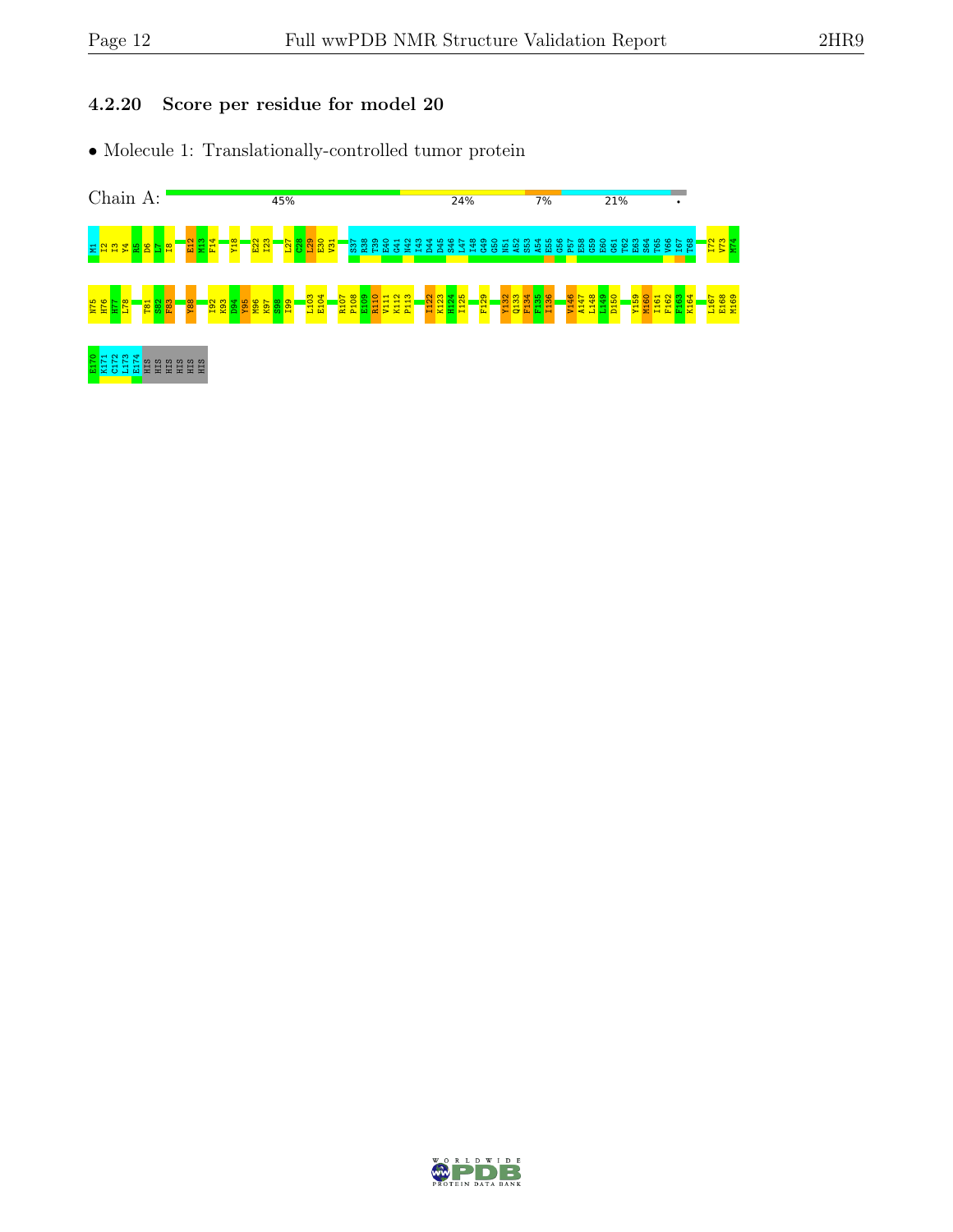### 4.2.20 Score per residue for model 20

- Molecule 1: Translationally-controlled tumor protein

Chain A: 45% | 24% | 7% | 21% | •

M1 I2 I3 Y4 R5 D6 L7 I8 E12 M13 F14 Y18 E22 I23 L27 C28 L29 E30 V31 S37 R38 T39 E40 G41 N42 I43 D44 D45 S46 L47 I48 G49 G50 N51 A52 S53 A54 E55 G56 P57 E58 G59 E60 G61 T62 E63 S64 T65 V66 I67 T68 I72 V73 M74

N75 H76 H77 L78 T81 S82 F83 Y88 I92 K93 D94 Y95 M96 K97 S98 I99 L103 E104 R107 P108 E109 R110 V111 K112 P113 I122 K123 H124 I125 F129 Y132 Q133 F134 F135 I136 V146 A147 L148 L149 D150 Y159 M160 I161 F162 F163 K164 L167 E168 M169

E170 K171 C172 L173 E174 HIS HIS HIS HIS HIS HIS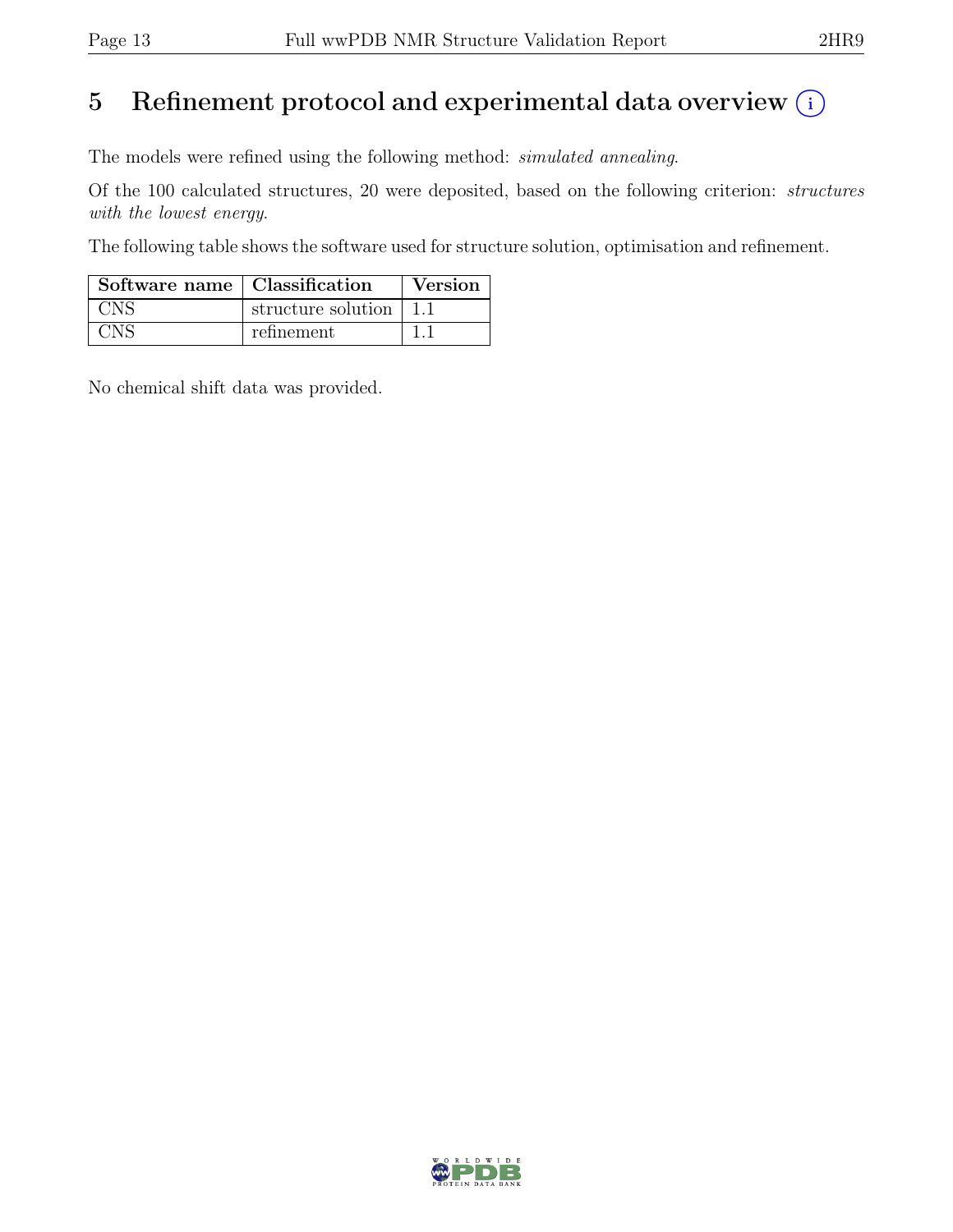# 5 Refinement protocol and experimental data overview

The models were refined using the following method: *simulated annealing*.

Of the 100 calculated structures, 20 were deposited, based on the following criterion: *structures with the lowest energy*.

The following table shows the software used for structure solution, optimisation and refinement.

| Software name | Classification | Version |
|---|---|---|
| CNS | structure solution | 1.1 |
| CNS | refinement | 1.1 |

No chemical shift data was provided.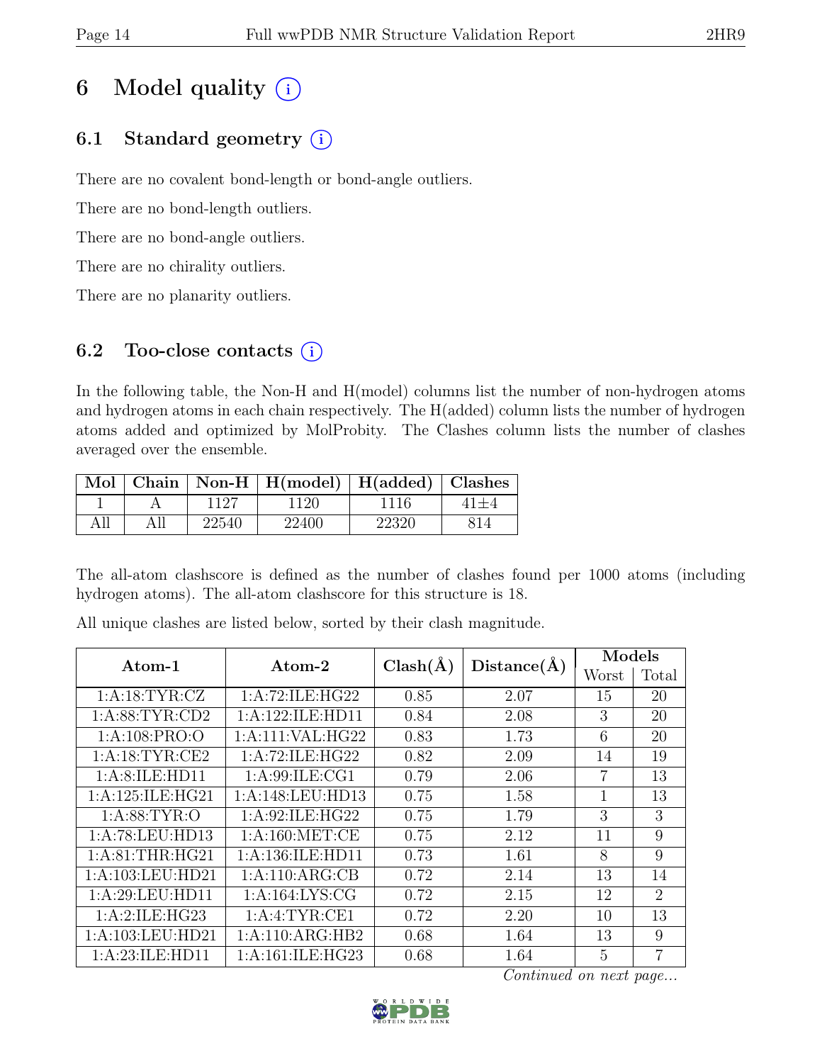# 6 Model quality (i)

## 6.1 Standard geometry (i)

There are no covalent bond-length or bond-angle outliers.

There are no bond-length outliers.

There are no bond-angle outliers.

There are no chirality outliers.

There are no planarity outliers.

## 6.2 Too-close contacts (i)

In the following table, the Non-H and H(model) columns list the number of non-hydrogen atoms and hydrogen atoms in each chain respectively. The H(added) column lists the number of hydrogen atoms added and optimized by MolProbity. The Clashes column lists the number of clashes averaged over the ensemble.

| Mol | Chain | Non-H | H(model) | H(added) | Clashes |
|---|---|---|---|---|---|
| 1 | A | 1127 | 1120 | 1116 | 41±4 |
| All | All | 22540 | 22400 | 22320 | 814 |

The all-atom clashscore is defined as the number of clashes found per 1000 atoms (including hydrogen atoms). The all-atom clashscore for this structure is 18.

All unique clashes are listed below, sorted by their clash magnitude.

| Atom-1 | Atom-2 | Clash(Å) | Distance(Å) | Models | |
|---|---|---|---|---|---|
| | | | | Worst | Total |
| 1:A:18:TYR:CZ | 1:A:72:ILE:HG22 | 0.85 | 2.07 | 15 | 20 |
| 1:A:88:TYR:CD2 | 1:A:122:ILE:HD11 | 0.84 | 2.08 | 3 | 20 |
| 1:A:108:PRO:O | 1:A:111:VAL:HG22 | 0.83 | 1.73 | 6 | 20 |
| 1:A:18:TYR:CE2 | 1:A:72:ILE:HG22 | 0.82 | 2.09 | 14 | 19 |
| 1:A:8:ILE:HD11 | 1:A:99:ILE:CG1 | 0.79 | 2.06 | 7 | 13 |
| 1:A:125:ILE:HG21 | 1:A:148:LEU:HD13 | 0.75 | 1.58 | 1 | 13 |
| 1:A:88:TYR:O | 1:A:92:ILE:HG22 | 0.75 | 1.79 | 3 | 3 |
| 1:A:78:LEU:HD13 | 1:A:160:MET:CE | 0.75 | 2.12 | 11 | 9 |
| 1:A:81:THR:HG21 | 1:A:136:ILE:HD11 | 0.73 | 1.61 | 8 | 9 |
| 1:A:103:LEU:HD21 | 1:A:110:ARG:CB | 0.72 | 2.14 | 13 | 14 |
| 1:A:29:LEU:HD11 | 1:A:164:LYS:CG | 0.72 | 2.15 | 12 | 2 |
| 1:A:2:ILE:HG23 | 1:A:4:TYR:CE1 | 0.72 | 2.20 | 10 | 13 |
| 1:A:103:LEU:HD21 | 1:A:110:ARG:HB2 | 0.68 | 1.64 | 13 | 9 |
| 1:A:23:ILE:HD11 | 1:A:161:ILE:HG23 | 0.68 | 1.64 | 5 | 7 |

*Continued on next page...*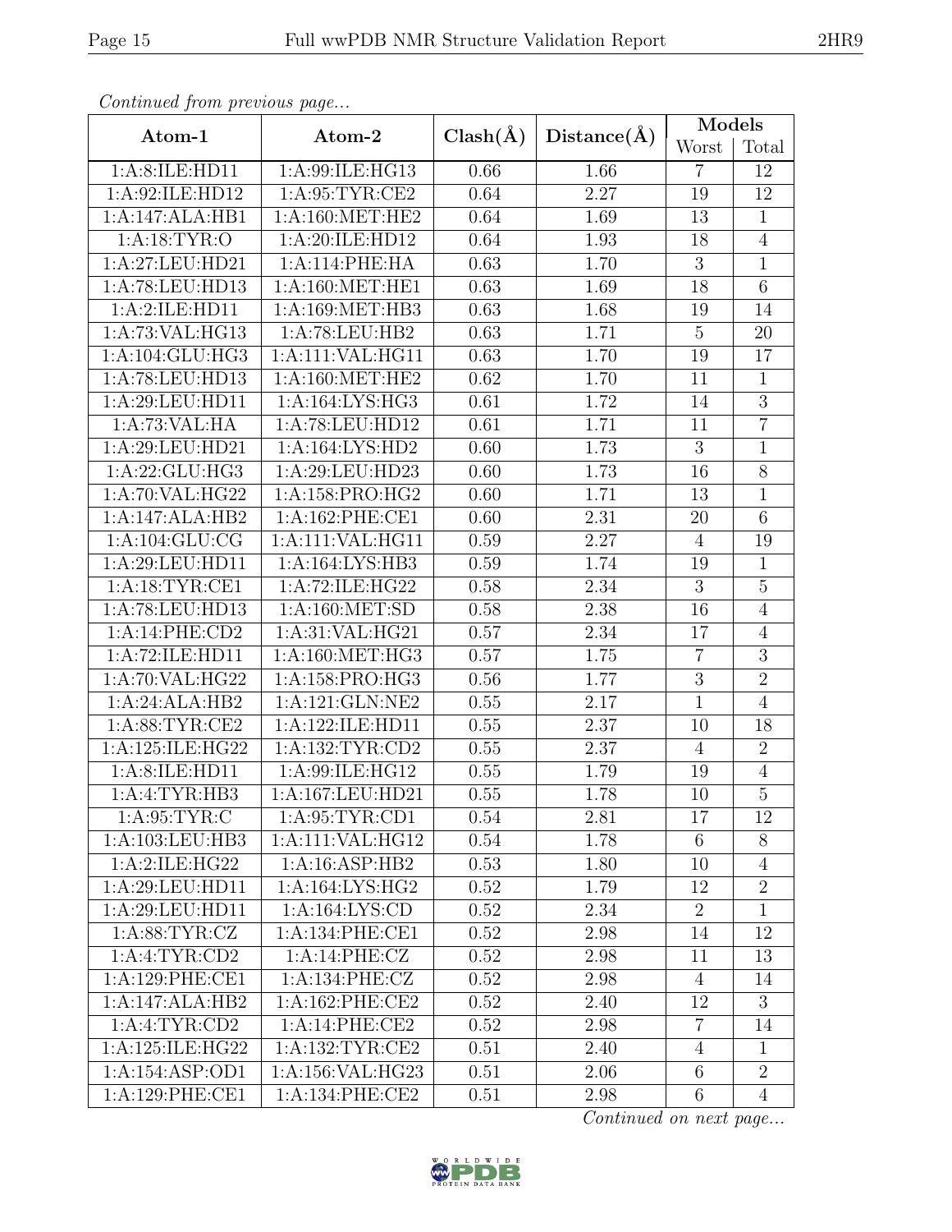*Continued from previous page...*

| Atom-1 | Atom-2 | Clash(Å) | Distance(Å) | Models | |
|---|---|---|---|---|---|
| | | | | Worst | Total |
| 1:A:8:ILE:HD11 | 1:A:99:ILE:HG13 | 0.66 | 1.66 | 7 | 12 |
| 1:A:92:ILE:HD12 | 1:A:95:TYR:CE2 | 0.64 | 2.27 | 19 | 12 |
| 1:A:147:ALA:HB1 | 1:A:160:MET:HE2 | 0.64 | 1.69 | 13 | 1 |
| 1:A:18:TYR:O | 1:A:20:ILE:HD12 | 0.64 | 1.93 | 18 | 4 |
| 1:A:27:LEU:HD21 | 1:A:114:PHE:HA | 0.63 | 1.70 | 3 | 1 |
| 1:A:78:LEU:HD13 | 1:A:160:MET:HE1 | 0.63 | 1.69 | 18 | 6 |
| 1:A:2:ILE:HD11 | 1:A:169:MET:HB3 | 0.63 | 1.68 | 19 | 14 |
| 1:A:73:VAL:HG13 | 1:A:78:LEU:HB2 | 0.63 | 1.71 | 5 | 20 |
| 1:A:104:GLU:HG3 | 1:A:111:VAL:HG11 | 0.63 | 1.70 | 19 | 17 |
| 1:A:78:LEU:HD13 | 1:A:160:MET:HE2 | 0.62 | 1.70 | 11 | 1 |
| 1:A:29:LEU:HD11 | 1:A:164:LYS:HG3 | 0.61 | 1.72 | 14 | 3 |
| 1:A:73:VAL:HA | 1:A:78:LEU:HD12 | 0.61 | 1.71 | 11 | 7 |
| 1:A:29:LEU:HD21 | 1:A:164:LYS:HD2 | 0.60 | 1.73 | 3 | 1 |
| 1:A:22:GLU:HG3 | 1:A:29:LEU:HD23 | 0.60 | 1.73 | 16 | 8 |
| 1:A:70:VAL:HG22 | 1:A:158:PRO:HG2 | 0.60 | 1.71 | 13 | 1 |
| 1:A:147:ALA:HB2 | 1:A:162:PHE:CE1 | 0.60 | 2.31 | 20 | 6 |
| 1:A:104:GLU:CG | 1:A:111:VAL:HG11 | 0.59 | 2.27 | 4 | 19 |
| 1:A:29:LEU:HD11 | 1:A:164:LYS:HB3 | 0.59 | 1.74 | 19 | 1 |
| 1:A:18:TYR:CE1 | 1:A:72:ILE:HG22 | 0.58 | 2.34 | 3 | 5 |
| 1:A:78:LEU:HD13 | 1:A:160:MET:SD | 0.58 | 2.38 | 16 | 4 |
| 1:A:14:PHE:CD2 | 1:A:31:VAL:HG21 | 0.57 | 2.34 | 17 | 4 |
| 1:A:72:ILE:HD11 | 1:A:160:MET:HG3 | 0.57 | 1.75 | 7 | 3 |
| 1:A:70:VAL:HG22 | 1:A:158:PRO:HG3 | 0.56 | 1.77 | 3 | 2 |
| 1:A:24:ALA:HB2 | 1:A:121:GLN:NE2 | 0.55 | 2.17 | 1 | 4 |
| 1:A:88:TYR:CE2 | 1:A:122:ILE:HD11 | 0.55 | 2.37 | 10 | 18 |
| 1:A:125:ILE:HG22 | 1:A:132:TYR:CD2 | 0.55 | 2.37 | 4 | 2 |
| 1:A:8:ILE:HD11 | 1:A:99:ILE:HG12 | 0.55 | 1.79 | 19 | 4 |
| 1:A:4:TYR:HB3 | 1:A:167:LEU:HD21 | 0.55 | 1.78 | 10 | 5 |
| 1:A:95:TYR:C | 1:A:95:TYR:CD1 | 0.54 | 2.81 | 17 | 12 |
| 1:A:103:LEU:HB3 | 1:A:111:VAL:HG12 | 0.54 | 1.78 | 6 | 8 |
| 1:A:2:ILE:HG22 | 1:A:16:ASP:HB2 | 0.53 | 1.80 | 10 | 4 |
| 1:A:29:LEU:HD11 | 1:A:164:LYS:HG2 | 0.52 | 1.79 | 12 | 2 |
| 1:A:29:LEU:HD11 | 1:A:164:LYS:CD | 0.52 | 2.34 | 2 | 1 |
| 1:A:88:TYR:CZ | 1:A:134:PHE:CE1 | 0.52 | 2.98 | 14 | 12 |
| 1:A:4:TYR:CD2 | 1:A:14:PHE:CZ | 0.52 | 2.98 | 11 | 13 |
| 1:A:129:PHE:CE1 | 1:A:134:PHE:CZ | 0.52 | 2.98 | 4 | 14 |
| 1:A:147:ALA:HB2 | 1:A:162:PHE:CE2 | 0.52 | 2.40 | 12 | 3 |
| 1:A:4:TYR:CD2 | 1:A:14:PHE:CE2 | 0.52 | 2.98 | 7 | 14 |
| 1:A:125:ILE:HG22 | 1:A:132:TYR:CE2 | 0.51 | 2.40 | 4 | 1 |
| 1:A:154:ASP:OD1 | 1:A:156:VAL:HG23 | 0.51 | 2.06 | 6 | 2 |
| 1:A:129:PHE:CE1 | 1:A:134:PHE:CE2 | 0.51 | 2.98 | 6 | 4 |

*Continued on next page...*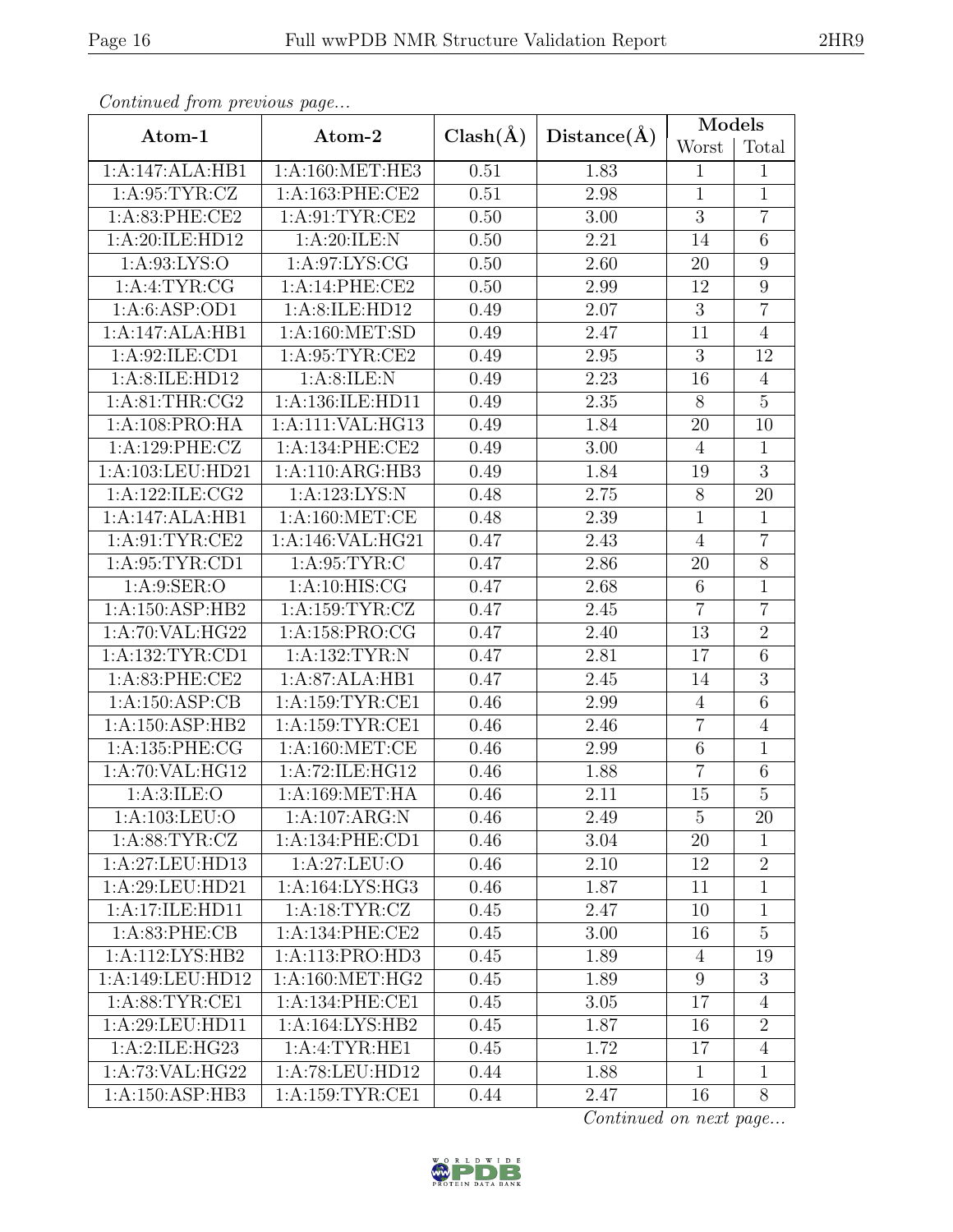*Continued from previous page...*

| Atom-1 | Atom-2 | Clash(Å) | Distance(Å) | Models | |
|---|---|---|---|---|---|
| | | | | Worst | Total |
| 1:A:147:ALA:HB1 | 1:A:160:MET:HE3 | 0.51 | 1.83 | 1 | 1 |
| 1:A:95:TYR:CZ | 1:A:163:PHE:CE2 | 0.51 | 2.98 | 1 | 1 |
| 1:A:83:PHE:CE2 | 1:A:91:TYR:CE2 | 0.50 | 3.00 | 3 | 7 |
| 1:A:20:ILE:HD12 | 1:A:20:ILE:N | 0.50 | 2.21 | 14 | 6 |
| 1:A:93:LYS:O | 1:A:97:LYS:CG | 0.50 | 2.60 | 20 | 9 |
| 1:A:4:TYR:CG | 1:A:14:PHE:CE2 | 0.50 | 2.99 | 12 | 9 |
| 1:A:6:ASP:OD1 | 1:A:8:ILE:HD12 | 0.49 | 2.07 | 3 | 7 |
| 1:A:147:ALA:HB1 | 1:A:160:MET:SD | 0.49 | 2.47 | 11 | 4 |
| 1:A:92:ILE:CD1 | 1:A:95:TYR:CE2 | 0.49 | 2.95 | 3 | 12 |
| 1:A:8:ILE:HD12 | 1:A:8:ILE:N | 0.49 | 2.23 | 16 | 4 |
| 1:A:81:THR:CG2 | 1:A:136:ILE:HD11 | 0.49 | 2.35 | 8 | 5 |
| 1:A:108:PRO:HA | 1:A:111:VAL:HG13 | 0.49 | 1.84 | 20 | 10 |
| 1:A:129:PHE:CZ | 1:A:134:PHE:CE2 | 0.49 | 3.00 | 4 | 1 |
| 1:A:103:LEU:HD21 | 1:A:110:ARG:HB3 | 0.49 | 1.84 | 19 | 3 |
| 1:A:122:ILE:CG2 | 1:A:123:LYS:N | 0.48 | 2.75 | 8 | 20 |
| 1:A:147:ALA:HB1 | 1:A:160:MET:CE | 0.48 | 2.39 | 1 | 1 |
| 1:A:91:TYR:CE2 | 1:A:146:VAL:HG21 | 0.47 | 2.43 | 4 | 7 |
| 1:A:95:TYR:CD1 | 1:A:95:TYR:C | 0.47 | 2.86 | 20 | 8 |
| 1:A:9:SER:O | 1:A:10:HIS:CG | 0.47 | 2.68 | 6 | 1 |
| 1:A:150:ASP:HB2 | 1:A:159:TYR:CZ | 0.47 | 2.45 | 7 | 7 |
| 1:A:70:VAL:HG22 | 1:A:158:PRO:CG | 0.47 | 2.40 | 13 | 2 |
| 1:A:132:TYR:CD1 | 1:A:132:TYR:N | 0.47 | 2.81 | 17 | 6 |
| 1:A:83:PHE:CE2 | 1:A:87:ALA:HB1 | 0.47 | 2.45 | 14 | 3 |
| 1:A:150:ASP:CB | 1:A:159:TYR:CE1 | 0.46 | 2.99 | 4 | 6 |
| 1:A:150:ASP:HB2 | 1:A:159:TYR:CE1 | 0.46 | 2.46 | 7 | 4 |
| 1:A:135:PHE:CG | 1:A:160:MET:CE | 0.46 | 2.99 | 6 | 1 |
| 1:A:70:VAL:HG12 | 1:A:72:ILE:HG12 | 0.46 | 1.88 | 7 | 6 |
| 1:A:3:ILE:O | 1:A:169:MET:HA | 0.46 | 2.11 | 15 | 5 |
| 1:A:103:LEU:O | 1:A:107:ARG:N | 0.46 | 2.49 | 5 | 20 |
| 1:A:88:TYR:CZ | 1:A:134:PHE:CD1 | 0.46 | 3.04 | 20 | 1 |
| 1:A:27:LEU:HD13 | 1:A:27:LEU:O | 0.46 | 2.10 | 12 | 2 |
| 1:A:29:LEU:HD21 | 1:A:164:LYS:HG3 | 0.46 | 1.87 | 11 | 1 |
| 1:A:17:ILE:HD11 | 1:A:18:TYR:CZ | 0.45 | 2.47 | 10 | 1 |
| 1:A:83:PHE:CB | 1:A:134:PHE:CE2 | 0.45 | 3.00 | 16 | 5 |
| 1:A:112:LYS:HB2 | 1:A:113:PRO:HD3 | 0.45 | 1.89 | 4 | 19 |
| 1:A:149:LEU:HD12 | 1:A:160:MET:HG2 | 0.45 | 1.89 | 9 | 3 |
| 1:A:88:TYR:CE1 | 1:A:134:PHE:CE1 | 0.45 | 3.05 | 17 | 4 |
| 1:A:29:LEU:HD11 | 1:A:164:LYS:HB2 | 0.45 | 1.87 | 16 | 2 |
| 1:A:2:ILE:HG23 | 1:A:4:TYR:HE1 | 0.45 | 1.72 | 17 | 4 |
| 1:A:73:VAL:HG22 | 1:A:78:LEU:HD12 | 0.44 | 1.88 | 1 | 1 |
| 1:A:150:ASP:HB3 | 1:A:159:TYR:CE1 | 0.44 | 2.47 | 16 | 8 |

*Continued on next page...*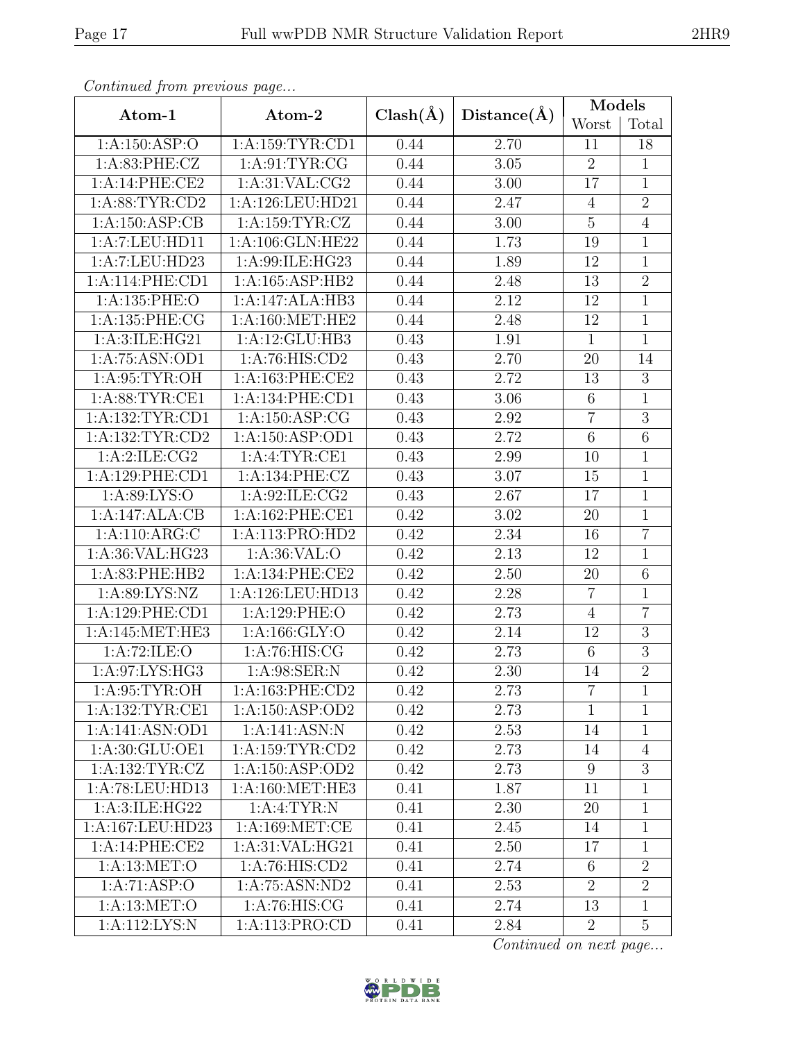*Continued from previous page...*

| Atom-1 | Atom-2 | Clash(Å) | Distance(Å) | Models | |
|---|---|---|---|---|---|
| | | | | Worst | Total |
| 1:A:150:ASP:O | 1:A:159:TYR:CD1 | 0.44 | 2.70 | 11 | 18 |
| 1:A:83:PHE:CZ | 1:A:91:TYR:CG | 0.44 | 3.05 | 2 | 1 |
| 1:A:14:PHE:CE2 | 1:A:31:VAL:CG2 | 0.44 | 3.00 | 17 | 1 |
| 1:A:88:TYR:CD2 | 1:A:126:LEU:HD21 | 0.44 | 2.47 | 4 | 2 |
| 1:A:150:ASP:CB | 1:A:159:TYR:CZ | 0.44 | 3.00 | 5 | 4 |
| 1:A:7:LEU:HD11 | 1:A:106:GLN:HE22 | 0.44 | 1.73 | 19 | 1 |
| 1:A:7:LEU:HD23 | 1:A:99:ILE:HG23 | 0.44 | 1.89 | 12 | 1 |
| 1:A:114:PHE:CD1 | 1:A:165:ASP:HB2 | 0.44 | 2.48 | 13 | 2 |
| 1:A:135:PHE:O | 1:A:147:ALA:HB3 | 0.44 | 2.12 | 12 | 1 |
| 1:A:135:PHE:CG | 1:A:160:MET:HE2 | 0.44 | 2.48 | 12 | 1 |
| 1:A:3:ILE:HG21 | 1:A:12:GLU:HB3 | 0.43 | 1.91 | 1 | 1 |
| 1:A:75:ASN:OD1 | 1:A:76:HIS:CD2 | 0.43 | 2.70 | 20 | 14 |
| 1:A:95:TYR:OH | 1:A:163:PHE:CE2 | 0.43 | 2.72 | 13 | 3 |
| 1:A:88:TYR:CE1 | 1:A:134:PHE:CD1 | 0.43 | 3.06 | 6 | 1 |
| 1:A:132:TYR:CD1 | 1:A:150:ASP:CG | 0.43 | 2.92 | 7 | 3 |
| 1:A:132:TYR:CD2 | 1:A:150:ASP:OD1 | 0.43 | 2.72 | 6 | 6 |
| 1:A:2:ILE:CG2 | 1:A:4:TYR:CE1 | 0.43 | 2.99 | 10 | 1 |
| 1:A:129:PHE:CD1 | 1:A:134:PHE:CZ | 0.43 | 3.07 | 15 | 1 |
| 1:A:89:LYS:O | 1:A:92:ILE:CG2 | 0.43 | 2.67 | 17 | 1 |
| 1:A:147:ALA:CB | 1:A:162:PHE:CE1 | 0.42 | 3.02 | 20 | 1 |
| 1:A:110:ARG:C | 1:A:113:PRO:HD2 | 0.42 | 2.34 | 16 | 7 |
| 1:A:36:VAL:HG23 | 1:A:36:VAL:O | 0.42 | 2.13 | 12 | 1 |
| 1:A:83:PHE:HB2 | 1:A:134:PHE:CE2 | 0.42 | 2.50 | 20 | 6 |
| 1:A:89:LYS:NZ | 1:A:126:LEU:HD13 | 0.42 | 2.28 | 7 | 1 |
| 1:A:129:PHE:CD1 | 1:A:129:PHE:O | 0.42 | 2.73 | 4 | 7 |
| 1:A:145:MET:HE3 | 1:A:166:GLY:O | 0.42 | 2.14 | 12 | 3 |
| 1:A:72:ILE:O | 1:A:76:HIS:CG | 0.42 | 2.73 | 6 | 3 |
| 1:A:97:LYS:HG3 | 1:A:98:SER:N | 0.42 | 2.30 | 14 | 2 |
| 1:A:95:TYR:OH | 1:A:163:PHE:CD2 | 0.42 | 2.73 | 7 | 1 |
| 1:A:132:TYR:CE1 | 1:A:150:ASP:OD2 | 0.42 | 2.73 | 1 | 1 |
| 1:A:141:ASN:OD1 | 1:A:141:ASN:N | 0.42 | 2.53 | 14 | 1 |
| 1:A:30:GLU:OE1 | 1:A:159:TYR:CD2 | 0.42 | 2.73 | 14 | 4 |
| 1:A:132:TYR:CZ | 1:A:150:ASP:OD2 | 0.42 | 2.73 | 9 | 3 |
| 1:A:78:LEU:HD13 | 1:A:160:MET:HE3 | 0.41 | 1.87 | 11 | 1 |
| 1:A:3:ILE:HG22 | 1:A:4:TYR:N | 0.41 | 2.30 | 20 | 1 |
| 1:A:167:LEU:HD23 | 1:A:169:MET:CE | 0.41 | 2.45 | 14 | 1 |
| 1:A:14:PHE:CE2 | 1:A:31:VAL:HG21 | 0.41 | 2.50 | 17 | 1 |
| 1:A:13:MET:O | 1:A:76:HIS:CD2 | 0.41 | 2.74 | 6 | 2 |
| 1:A:71:ASP:O | 1:A:75:ASN:ND2 | 0.41 | 2.53 | 2 | 2 |
| 1:A:13:MET:O | 1:A:76:HIS:CG | 0.41 | 2.74 | 13 | 1 |
| 1:A:112:LYS:N | 1:A:113:PRO:CD | 0.41 | 2.84 | 2 | 5 |

*Continued on next page...*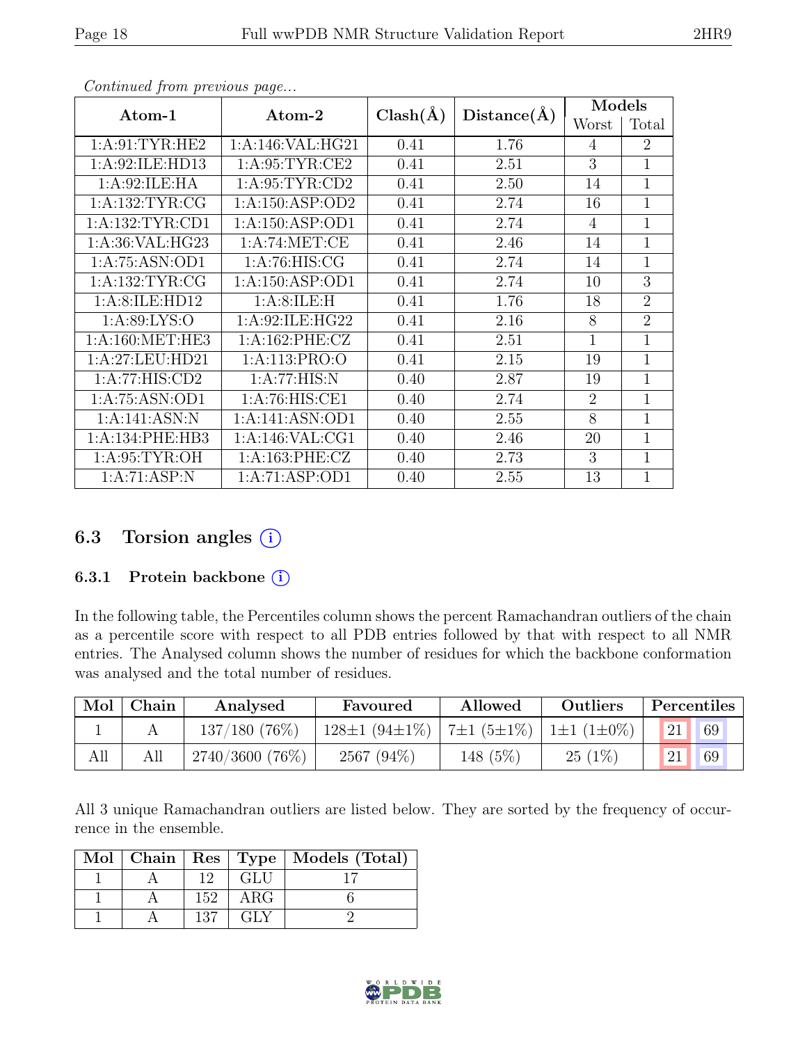*Continued from previous page...*

| Atom-1 | Atom-2 | Clash(Å) | Distance(Å) | Models | |
|---|---|---|---|---|---|
| | | | | Worst | Total |
| 1:A:91:TYR:HE2 | 1:A:146:VAL:HG21 | 0.41 | 1.76 | 4 | 2 |
| 1:A:92:ILE:HD13 | 1:A:95:TYR:CE2 | 0.41 | 2.51 | 3 | 1 |
| 1:A:92:ILE:HA | 1:A:95:TYR:CD2 | 0.41 | 2.50 | 14 | 1 |
| 1:A:132:TYR:CG | 1:A:150:ASP:OD2 | 0.41 | 2.74 | 16 | 1 |
| 1:A:132:TYR:CD1 | 1:A:150:ASP:OD1 | 0.41 | 2.74 | 4 | 1 |
| 1:A:36:VAL:HG23 | 1:A:74:MET:CE | 0.41 | 2.46 | 14 | 1 |
| 1:A:75:ASN:OD1 | 1:A:76:HIS:CG | 0.41 | 2.74 | 14 | 1 |
| 1:A:132:TYR:CG | 1:A:150:ASP:OD1 | 0.41 | 2.74 | 10 | 3 |
| 1:A:8:ILE:HD12 | 1:A:8:ILE:H | 0.41 | 1.76 | 18 | 2 |
| 1:A:89:LYS:O | 1:A:92:ILE:HG22 | 0.41 | 2.16 | 8 | 2 |
| 1:A:160:MET:HE3 | 1:A:162:PHE:CZ | 0.41 | 2.51 | 1 | 1 |
| 1:A:27:LEU:HD21 | 1:A:113:PRO:O | 0.41 | 2.15 | 19 | 1 |
| 1:A:77:HIS:CD2 | 1:A:77:HIS:N | 0.40 | 2.87 | 19 | 1 |
| 1:A:75:ASN:OD1 | 1:A:76:HIS:CE1 | 0.40 | 2.74 | 2 | 1 |
| 1:A:141:ASN:N | 1:A:141:ASN:OD1 | 0.40 | 2.55 | 8 | 1 |
| 1:A:134:PHE:HB3 | 1:A:146:VAL:CG1 | 0.40 | 2.46 | 20 | 1 |
| 1:A:95:TYR:OH | 1:A:163:PHE:CZ | 0.40 | 2.73 | 3 | 1 |
| 1:A:71:ASP:N | 1:A:71:ASP:OD1 | 0.40 | 2.55 | 13 | 1 |

## 6.3 Torsion angles

### 6.3.1 Protein backbone

In the following table, the Percentiles column shows the percent Ramachandran outliers of the chain as a percentile score with respect to all PDB entries followed by that with respect to all NMR entries. The Analysed column shows the number of residues for which the backbone conformation was analysed and the total number of residues.

| Mol | Chain | Analysed | Favoured | Allowed | Outliers | Percentiles | |
|---|---|---|---|---|---|---|---|
| 1 | A | 137/180 (76%) | 128±1 (94±1%) | 7±1 (5±1%) | 1±1 (1±0%) | 21 | 69 |
| All | All | 2740/3600 (76%) | 2567 (94%) | 148 (5%) | 25 (1%) | 21 | 69 |

All 3 unique Ramachandran outliers are listed below. They are sorted by the frequency of occurrence in the ensemble.

| Mol | Chain | Res | Type | Models (Total) |
|---|---|---|---|---|
| 1 | A | 12 | GLU | 17 |
| 1 | A | 152 | ARG | 6 |
| 1 | A | 137 | GLY | 2 |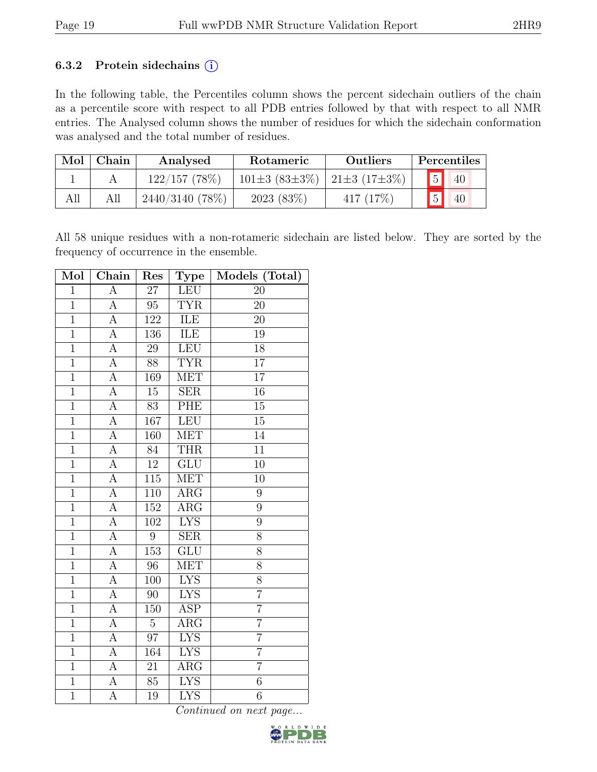### 6.3.2 Protein sidechains ⓘ

In the following table, the Percentiles column shows the percent sidechain outliers of the chain as a percentile score with respect to all PDB entries followed by that with respect to all NMR entries. The Analysed column shows the number of residues for which the sidechain conformation was analysed and the total number of residues.

| Mol | Chain | Analysed | Rotameric | Outliers | Percentiles | |
|---|---|---|---|---|---|---|
| 1 | A | 122/157 (78%) | 101±3 (83±3%) | 21±3 (17±3%) | 5 | 40 |
| All | All | 2440/3140 (78%) | 2023 (83%) | 417 (17%) | 5 | 40 |

All 58 unique residues with a non-rotameric sidechain are listed below. They are sorted by the frequency of occurrence in the ensemble.

| Mol | Chain | Res | Type | Models (Total) |
|---|---|---|---|---|
| 1 | A | 27 | LEU | 20 |
| 1 | A | 95 | TYR | 20 |
| 1 | A | 122 | ILE | 20 |
| 1 | A | 136 | ILE | 19 |
| 1 | A | 29 | LEU | 18 |
| 1 | A | 88 | TYR | 17 |
| 1 | A | 169 | MET | 17 |
| 1 | A | 15 | SER | 16 |
| 1 | A | 83 | PHE | 15 |
| 1 | A | 167 | LEU | 15 |
| 1 | A | 160 | MET | 14 |
| 1 | A | 84 | THR | 11 |
| 1 | A | 12 | GLU | 10 |
| 1 | A | 115 | MET | 10 |
| 1 | A | 110 | ARG | 9 |
| 1 | A | 152 | ARG | 9 |
| 1 | A | 102 | LYS | 9 |
| 1 | A | 9 | SER | 8 |
| 1 | A | 153 | GLU | 8 |
| 1 | A | 96 | MET | 8 |
| 1 | A | 100 | LYS | 8 |
| 1 | A | 90 | LYS | 7 |
| 1 | A | 150 | ASP | 7 |
| 1 | A | 5 | ARG | 7 |
| 1 | A | 97 | LYS | 7 |
| 1 | A | 164 | LYS | 7 |
| 1 | A | 21 | ARG | 7 |
| 1 | A | 85 | LYS | 6 |
| 1 | A | 19 | LYS | 6 |

*Continued on next page...*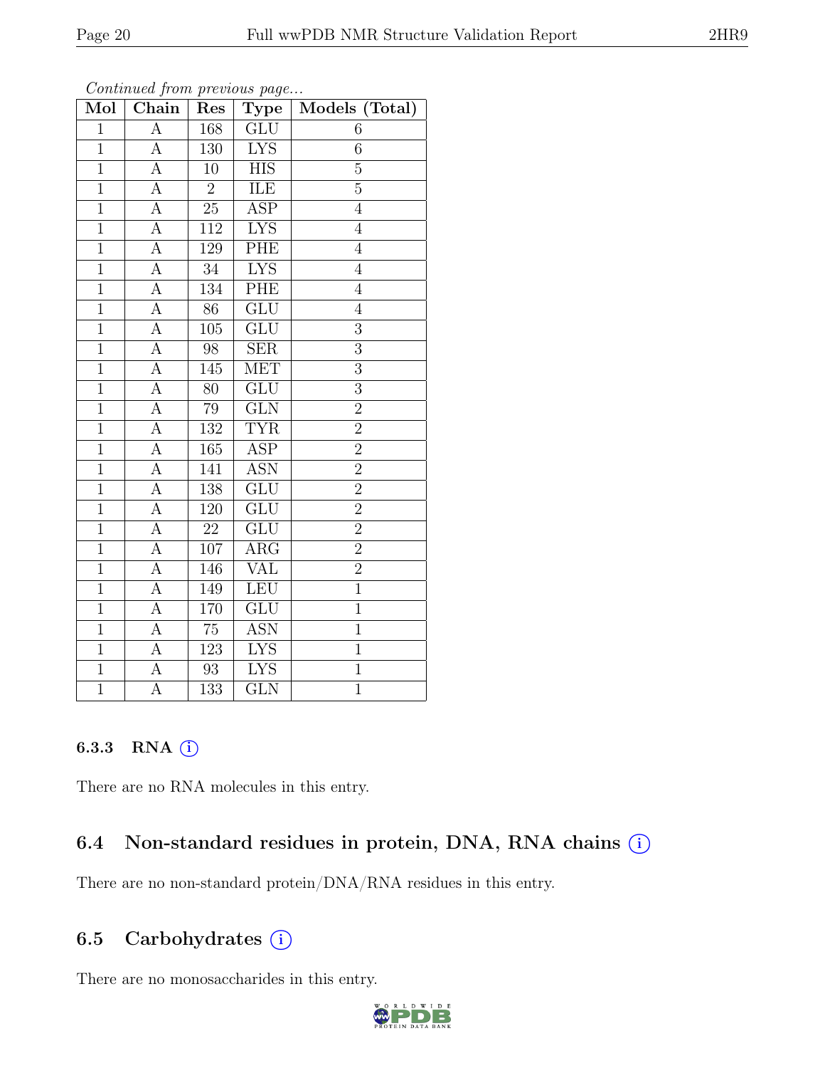*Continued from previous page...*

| Mol | Chain | Res | Type | Models (Total) |
|---|---|---|---|---|
| 1 | A | 168 | GLU | 6 |
| 1 | A | 130 | LYS | 6 |
| 1 | A | 10 | HIS | 5 |
| 1 | A | 2 | ILE | 5 |
| 1 | A | 25 | ASP | 4 |
| 1 | A | 112 | LYS | 4 |
| 1 | A | 129 | PHE | 4 |
| 1 | A | 34 | LYS | 4 |
| 1 | A | 134 | PHE | 4 |
| 1 | A | 86 | GLU | 4 |
| 1 | A | 105 | GLU | 3 |
| 1 | A | 98 | SER | 3 |
| 1 | A | 145 | MET | 3 |
| 1 | A | 80 | GLU | 3 |
| 1 | A | 79 | GLN | 2 |
| 1 | A | 132 | TYR | 2 |
| 1 | A | 165 | ASP | 2 |
| 1 | A | 141 | ASN | 2 |
| 1 | A | 138 | GLU | 2 |
| 1 | A | 120 | GLU | 2 |
| 1 | A | 22 | GLU | 2 |
| 1 | A | 107 | ARG | 2 |
| 1 | A | 146 | VAL | 2 |
| 1 | A | 149 | LEU | 1 |
| 1 | A | 170 | GLU | 1 |
| 1 | A | 75 | ASN | 1 |
| 1 | A | 123 | LYS | 1 |
| 1 | A | 93 | LYS | 1 |
| 1 | A | 133 | GLN | 1 |

#### 6.3.3 RNA

There are no RNA molecules in this entry.

### 6.4 Non-standard residues in protein, DNA, RNA chains

There are no non-standard protein/DNA/RNA residues in this entry.

### 6.5 Carbohydrates

There are no monosaccharides in this entry.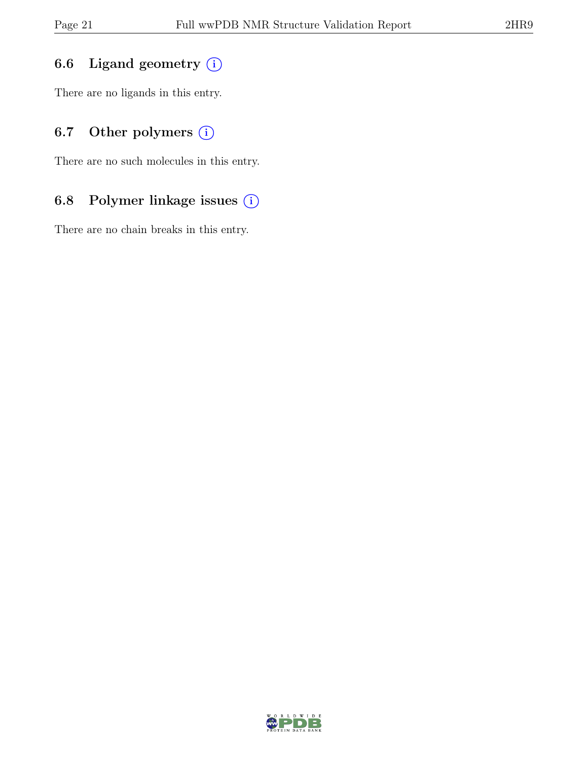### 6.6 Ligand geometry

There are no ligands in this entry.

### 6.7 Other polymers

There are no such molecules in this entry.

### 6.8 Polymer linkage issues

There are no chain breaks in this entry.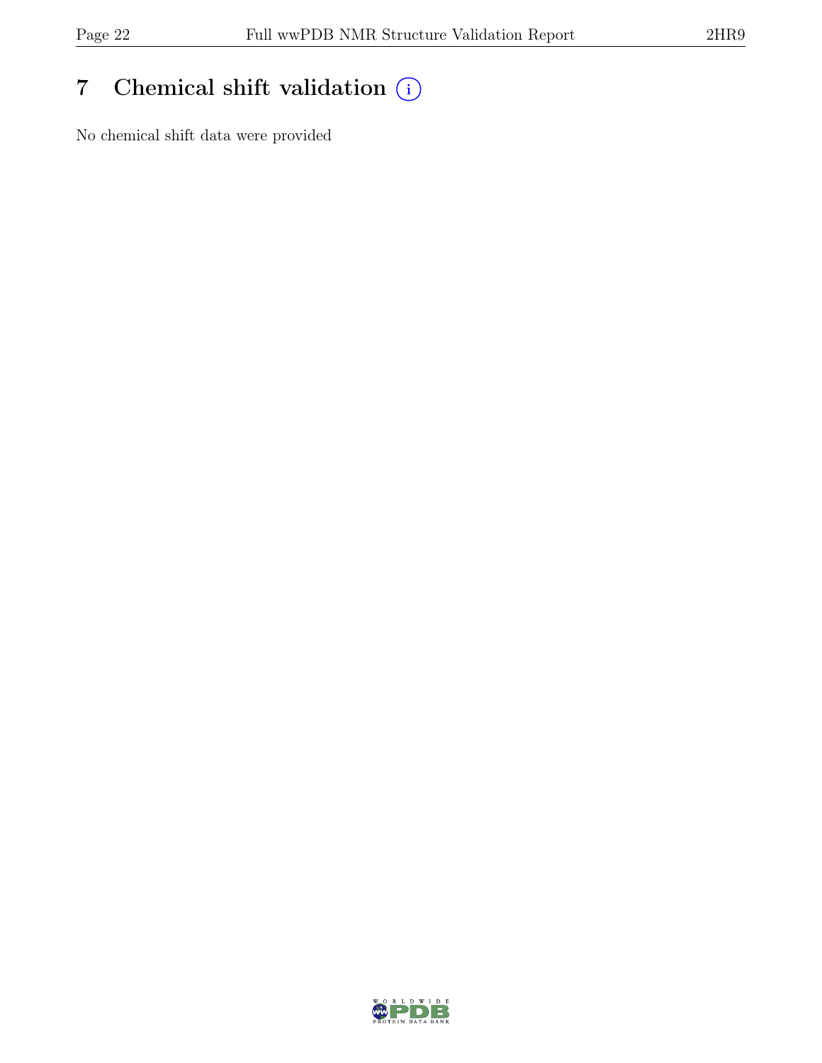# 7 Chemical shift validation (i)

No chemical shift data were provided